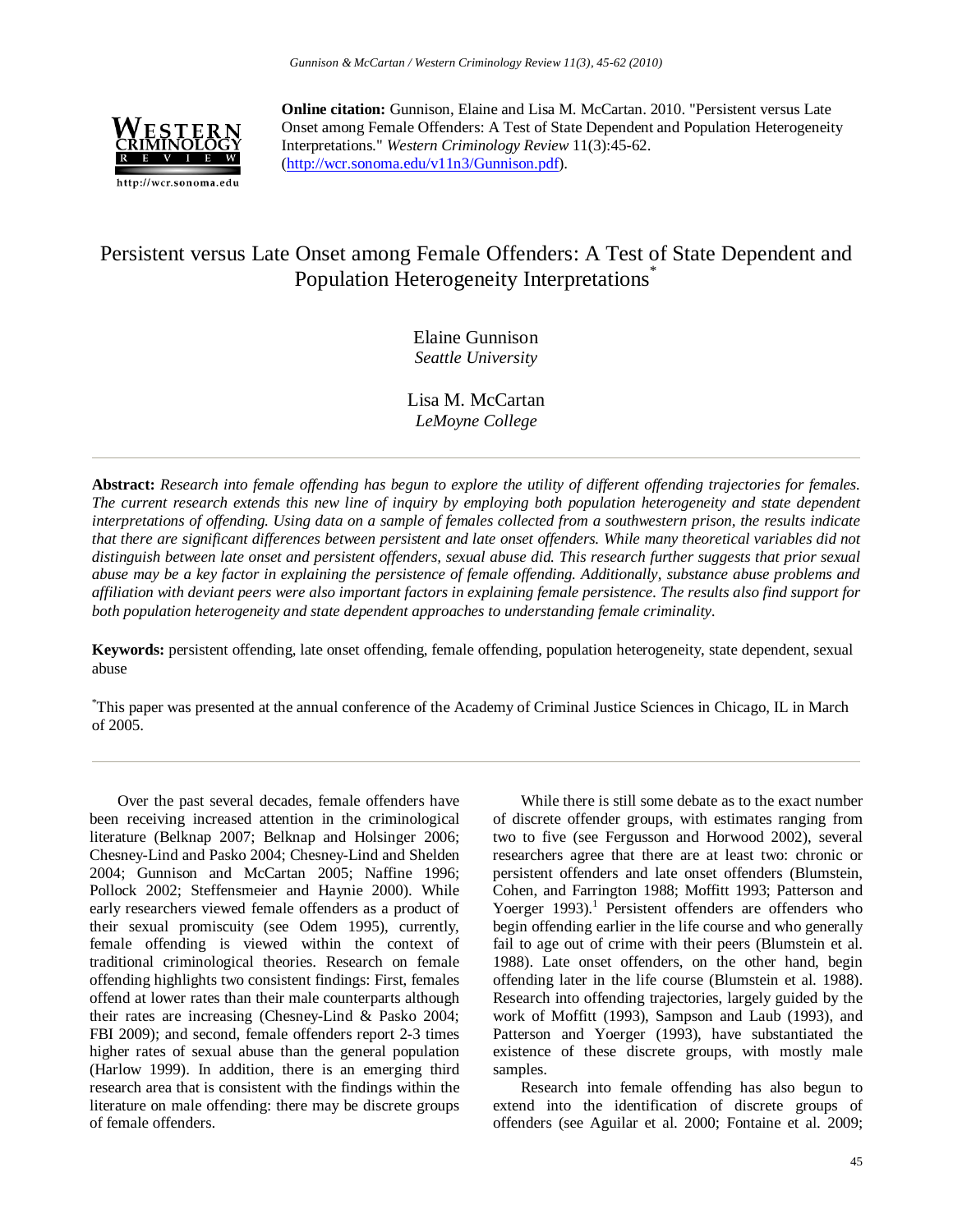**Online citation:** Gunnison, Elaine and Lisa M. McCartan. 2010. "Persistent versus Late Onset among Female Offenders: A Test of State Dependent and Population Heterogeneity Interpretations." *Western Criminology Review* 11(3):45-62. (http://wcr.sonoma.edu/v11n3/Gunnison.pdf).

# Persistent versus Late Onset among Female Offenders: A Test of State Dependent and Population Heterogeneity Interpretations*

Elaine Gunnison
*Seattle University*

Lisa M. McCartan
*LeMoyne College*

---

**Abstract:** *Research into female offending has begun to explore the utility of different offending trajectories for females. The current research extends this new line of inquiry by employing both population heterogeneity and state dependent interpretations of offending. Using data on a sample of females collected from a southwestern prison, the results indicate that there are significant differences between persistent and late onset offenders. While many theoretical variables did not distinguish between late onset and persistent offenders, sexual abuse did. This research further suggests that prior sexual abuse may be a key factor in explaining the persistence of female offending. Additionally, substance abuse problems and affiliation with deviant peers were also important factors in explaining female persistence. The results also find support for both population heterogeneity and state dependent approaches to understanding female criminality.*

**Keywords:** persistent offending, late onset offending, female offending, population heterogeneity, state dependent, sexual abuse

*This paper was presented at the annual conference of the Academy of Criminal Justice Sciences in Chicago, IL in March of 2005.

---

Over the past several decades, female offenders have been receiving increased attention in the criminological literature (Belknap 2007; Belknap and Holsinger 2006; Chesney-Lind and Pasko 2004; Chesney-Lind and Shelden 2004; Gunnison and McCartan 2005; Naffine 1996; Pollock 2002; Steffensmeier and Haynie 2000). While early researchers viewed female offenders as a product of their sexual promiscuity (see Odem 1995), currently, female offending is viewed within the context of traditional criminological theories. Research on female offending highlights two consistent findings: First, females offend at lower rates than their male counterparts although their rates are increasing (Chesney-Lind & Pasko 2004; FBI 2009); and second, female offenders report 2-3 times higher rates of sexual abuse than the general population (Harlow 1999). In addition, there is an emerging third research area that is consistent with the findings within the literature on male offending: there may be discrete groups of female offenders.

While there is still some debate as to the exact number of discrete offender groups, with estimates ranging from two to five (see Fergusson and Horwood 2002), several researchers agree that there are at least two: chronic or persistent offenders and late onset offenders (Blumstein, Cohen, and Farrington 1988; Moffitt 1993; Patterson and Yoerger 1993).[1] Persistent offenders are offenders who begin offending earlier in the life course and who generally fail to age out of crime with their peers (Blumstein et al. 1988). Late onset offenders, on the other hand, begin offending later in the life course (Blumstein et al. 1988). Research into offending trajectories, largely guided by the work of Moffitt (1993), Sampson and Laub (1993), and Patterson and Yoerger (1993), have substantiated the existence of these discrete groups, with mostly male samples.

Research into female offending has also begun to extend into the identification of discrete groups of offenders (see Aguilar et al. 2000; Fontaine et al. 2009;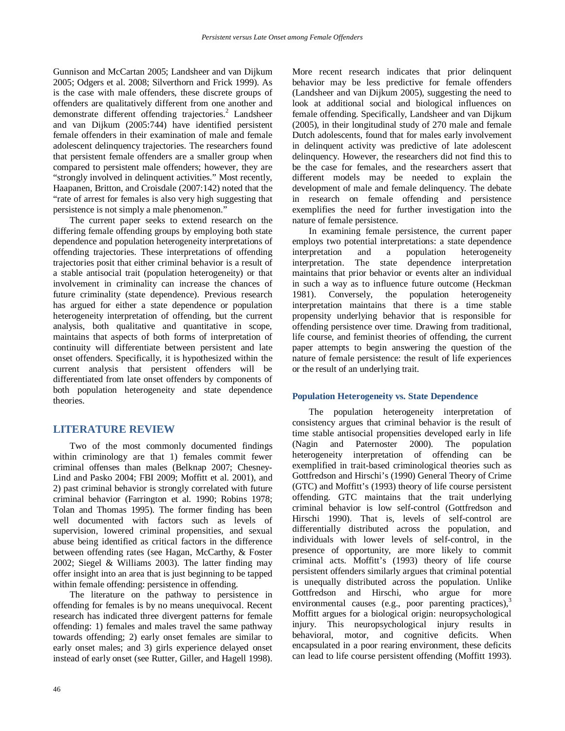Gunnison and McCartan 2005; Landsheer and van Dijkum 2005; Odgers et al. 2008; Silverthorn and Frick 1999). As is the case with male offenders, these discrete groups of offenders are qualitatively different from one another and demonstrate different offending trajectories.[2] Landsheer and van Dijkum (2005:744) have identified persistent female offenders in their examination of male and female adolescent delinquency trajectories. The researchers found that persistent female offenders are a smaller group when compared to persistent male offenders; however, they are "strongly involved in delinquent activities." Most recently, Haapanen, Britton, and Croisdale (2007:142) noted that the "rate of arrest for females is also very high suggesting that persistence is not simply a male phenomenon."

The current paper seeks to extend research on the differing female offending groups by employing both state dependence and population heterogeneity interpretations of offending trajectories. These interpretations of offending trajectories posit that either criminal behavior is a result of a stable antisocial trait (population heterogeneity) or that involvement in criminality can increase the chances of future criminality (state dependence). Previous research has argued for either a state dependence or population heterogeneity interpretation of offending, but the current analysis, both qualitative and quantitative in scope, maintains that aspects of both forms of interpretation of continuity will differentiate between persistent and late onset offenders. Specifically, it is hypothesized within the current analysis that persistent offenders will be differentiated from late onset offenders by components of both population heterogeneity and state dependence theories.

## LITERATURE REVIEW

Two of the most commonly documented findings within criminology are that 1) females commit fewer criminal offenses than males (Belknap 2007; Chesney-Lind and Pasko 2004; FBI 2009; Moffitt et al. 2001), and 2) past criminal behavior is strongly correlated with future criminal behavior (Farrington et al. 1990; Robins 1978; Tolan and Thomas 1995). The former finding has been well documented with factors such as levels of supervision, lowered criminal propensities, and sexual abuse being identified as critical factors in the difference between offending rates (see Hagan, McCarthy, & Foster 2002; Siegel & Williams 2003). The latter finding may offer insight into an area that is just beginning to be tapped within female offending: persistence in offending.

The literature on the pathway to persistence in offending for females is by no means unequivocal. Recent research has indicated three divergent patterns for female offending: 1) females and males travel the same pathway towards offending; 2) early onset females are similar to early onset males; and 3) girls experience delayed onset instead of early onset (see Rutter, Giller, and Hagell 1998). More recent research indicates that prior delinquent behavior may be less predictive for female offenders (Landsheer and van Dijkum 2005), suggesting the need to look at additional social and biological influences on female offending. Specifically, Landsheer and van Dijkum (2005), in their longitudinal study of 270 male and female Dutch adolescents, found that for males early involvement in delinquent activity was predictive of late adolescent delinquency. However, the researchers did not find this to be the case for females, and the researchers assert that different models may be needed to explain the development of male and female delinquency. The debate in research on female offending and persistence exemplifies the need for further investigation into the nature of female persistence.

In examining female persistence, the current paper employs two potential interpretations: a state dependence interpretation and a population heterogeneity interpretation. The state dependence interpretation maintains that prior behavior or events alter an individual in such a way as to influence future outcome (Heckman 1981). Conversely, the population heterogeneity interpretation maintains that there is a time stable propensity underlying behavior that is responsible for offending persistence over time. Drawing from traditional, life course, and feminist theories of offending, the current paper attempts to begin answering the question of the nature of female persistence: the result of life experiences or the result of an underlying trait.

### Population Heterogeneity vs. State Dependence

The population heterogeneity interpretation of consistency argues that criminal behavior is the result of time stable antisocial propensities developed early in life (Nagin and Paternoster 2000). The population heterogeneity interpretation of offending can be exemplified in trait-based criminological theories such as Gottfredson and Hirschi's (1990) General Theory of Crime (GTC) and Moffitt's (1993) theory of life course persistent offending. GTC maintains that the trait underlying criminal behavior is low self-control (Gottfredson and Hirschi 1990). That is, levels of self-control are differentially distributed across the population, and individuals with lower levels of self-control, in the presence of opportunity, are more likely to commit criminal acts. Moffitt's (1993) theory of life course persistent offenders similarly argues that criminal potential is unequally distributed across the population. Unlike Gottfredson and Hirschi, who argue for more environmental causes (e.g., poor parenting practices),[3] Moffitt argues for a biological origin: neuropsychological injury. This neuropsychological injury results in behavioral, motor, and cognitive deficits. When encapsulated in a poor rearing environment, these deficits can lead to life course persistent offending (Moffitt 1993).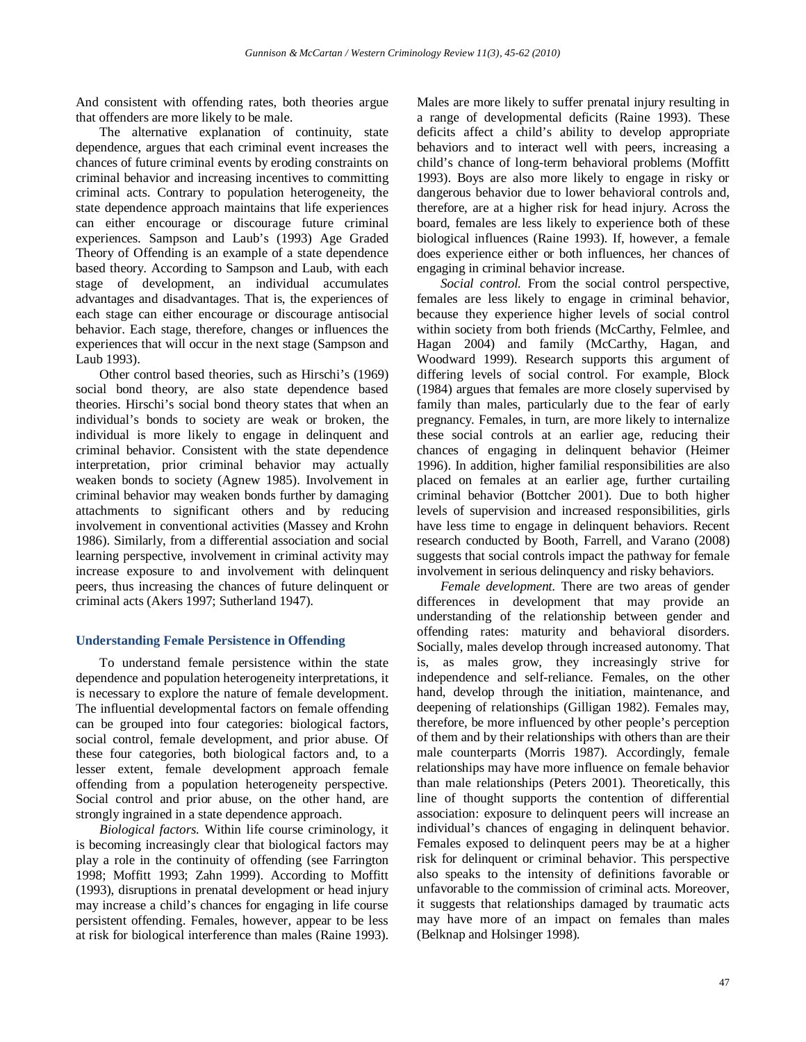And consistent with offending rates, both theories argue that offenders are more likely to be male.

The alternative explanation of continuity, state dependence, argues that each criminal event increases the chances of future criminal events by eroding constraints on criminal behavior and increasing incentives to committing criminal acts. Contrary to population heterogeneity, the state dependence approach maintains that life experiences can either encourage or discourage future criminal experiences. Sampson and Laub's (1993) Age Graded Theory of Offending is an example of a state dependence based theory. According to Sampson and Laub, with each stage of development, an individual accumulates advantages and disadvantages. That is, the experiences of each stage can either encourage or discourage antisocial behavior. Each stage, therefore, changes or influences the experiences that will occur in the next stage (Sampson and Laub 1993).

Other control based theories, such as Hirschi's (1969) social bond theory, are also state dependence based theories. Hirschi's social bond theory states that when an individual's bonds to society are weak or broken, the individual is more likely to engage in delinquent and criminal behavior. Consistent with the state dependence interpretation, prior criminal behavior may actually weaken bonds to society (Agnew 1985). Involvement in criminal behavior may weaken bonds further by damaging attachments to significant others and by reducing involvement in conventional activities (Massey and Krohn 1986). Similarly, from a differential association and social learning perspective, involvement in criminal activity may increase exposure to and involvement with delinquent peers, thus increasing the chances of future delinquent or criminal acts (Akers 1997; Sutherland 1947).

## Understanding Female Persistence in Offending

To understand female persistence within the state dependence and population heterogeneity interpretations, it is necessary to explore the nature of female development. The influential developmental factors on female offending can be grouped into four categories: biological factors, social control, female development, and prior abuse. Of these four categories, both biological factors and, to a lesser extent, female development approach female offending from a population heterogeneity perspective. Social control and prior abuse, on the other hand, are strongly ingrained in a state dependence approach.

*Biological factors.* Within life course criminology, it is becoming increasingly clear that biological factors may play a role in the continuity of offending (see Farrington 1998; Moffitt 1993; Zahn 1999). According to Moffitt (1993), disruptions in prenatal development or head injury may increase a child's chances for engaging in life course persistent offending. Females, however, appear to be less at risk for biological interference than males (Raine 1993). Males are more likely to suffer prenatal injury resulting in a range of developmental deficits (Raine 1993). These deficits affect a child's ability to develop appropriate behaviors and to interact well with peers, increasing a child's chance of long-term behavioral problems (Moffitt 1993). Boys are also more likely to engage in risky or dangerous behavior due to lower behavioral controls and, therefore, are at a higher risk for head injury. Across the board, females are less likely to experience both of these biological influences (Raine 1993). If, however, a female does experience either or both influences, her chances of engaging in criminal behavior increase.

*Social control.* From the social control perspective, females are less likely to engage in criminal behavior, because they experience higher levels of social control within society from both friends (McCarthy, Felmlee, and Hagan 2004) and family (McCarthy, Hagan, and Woodward 1999). Research supports this argument of differing levels of social control. For example, Block (1984) argues that females are more closely supervised by family than males, particularly due to the fear of early pregnancy. Females, in turn, are more likely to internalize these social controls at an earlier age, reducing their chances of engaging in delinquent behavior (Heimer 1996). In addition, higher familial responsibilities are also placed on females at an earlier age, further curtailing criminal behavior (Bottcher 2001). Due to both higher levels of supervision and increased responsibilities, girls have less time to engage in delinquent behaviors. Recent research conducted by Booth, Farrell, and Varano (2008) suggests that social controls impact the pathway for female involvement in serious delinquency and risky behaviors.

*Female development.* There are two areas of gender differences in development that may provide an understanding of the relationship between gender and offending rates: maturity and behavioral disorders. Socially, males develop through increased autonomy. That is, as males grow, they increasingly strive for independence and self-reliance. Females, on the other hand, develop through the initiation, maintenance, and deepening of relationships (Gilligan 1982). Females may, therefore, be more influenced by other people's perception of them and by their relationships with others than are their male counterparts (Morris 1987). Accordingly, female relationships may have more influence on female behavior than male relationships (Peters 2001). Theoretically, this line of thought supports the contention of differential association: exposure to delinquent peers will increase an individual's chances of engaging in delinquent behavior. Females exposed to delinquent peers may be at a higher risk for delinquent or criminal behavior. This perspective also speaks to the intensity of definitions favorable or unfavorable to the commission of criminal acts. Moreover, it suggests that relationships damaged by traumatic acts may have more of an impact on females than males (Belknap and Holsinger 1998).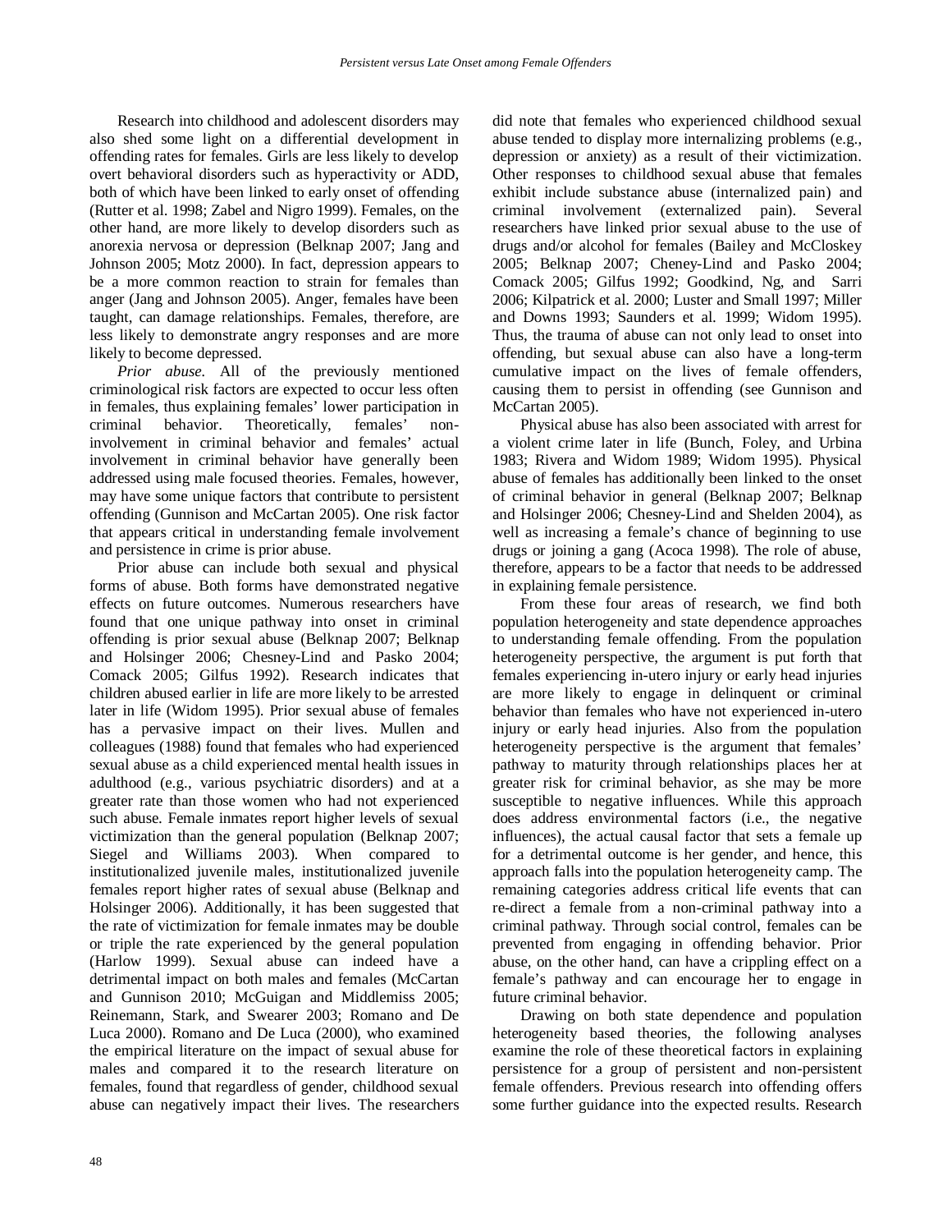Research into childhood and adolescent disorders may also shed some light on a differential development in offending rates for females. Girls are less likely to develop overt behavioral disorders such as hyperactivity or ADD, both of which have been linked to early onset of offending (Rutter et al. 1998; Zabel and Nigro 1999). Females, on the other hand, are more likely to develop disorders such as anorexia nervosa or depression (Belknap 2007; Jang and Johnson 2005; Motz 2000). In fact, depression appears to be a more common reaction to strain for females than anger (Jang and Johnson 2005). Anger, females have been taught, can damage relationships. Females, therefore, are less likely to demonstrate angry responses and are more likely to become depressed.

*Prior abuse.* All of the previously mentioned criminological risk factors are expected to occur less often in females, thus explaining females' lower participation in criminal behavior. Theoretically, females' non-involvement in criminal behavior and females' actual involvement in criminal behavior have generally been addressed using male focused theories. Females, however, may have some unique factors that contribute to persistent offending (Gunnison and McCartan 2005). One risk factor that appears critical in understanding female involvement and persistence in crime is prior abuse.

Prior abuse can include both sexual and physical forms of abuse. Both forms have demonstrated negative effects on future outcomes. Numerous researchers have found that one unique pathway into onset in criminal offending is prior sexual abuse (Belknap 2007; Belknap and Holsinger 2006; Chesney-Lind and Pasko 2004; Comack 2005; Gilfus 1992). Research indicates that children abused earlier in life are more likely to be arrested later in life (Widom 1995). Prior sexual abuse of females has a pervasive impact on their lives. Mullen and colleagues (1988) found that females who had experienced sexual abuse as a child experienced mental health issues in adulthood (e.g., various psychiatric disorders) and at a greater rate than those women who had not experienced such abuse. Female inmates report higher levels of sexual victimization than the general population (Belknap 2007; Siegel and Williams 2003). When compared to institutionalized juvenile males, institutionalized juvenile females report higher rates of sexual abuse (Belknap and Holsinger 2006). Additionally, it has been suggested that the rate of victimization for female inmates may be double or triple the rate experienced by the general population (Harlow 1999). Sexual abuse can indeed have a detrimental impact on both males and females (McCartan and Gunnison 2010; McGuigan and Middlemiss 2005; Reinemann, Stark, and Swearer 2003; Romano and De Luca 2000). Romano and De Luca (2000), who examined the empirical literature on the impact of sexual abuse for males and compared it to the research literature on females, found that regardless of gender, childhood sexual abuse can negatively impact their lives. The researchers did note that females who experienced childhood sexual abuse tended to display more internalizing problems (e.g., depression or anxiety) as a result of their victimization. Other responses to childhood sexual abuse that females exhibit include substance abuse (internalized pain) and criminal involvement (externalized pain). Several researchers have linked prior sexual abuse to the use of drugs and/or alcohol for females (Bailey and McCloskey 2005; Belknap 2007; Cheney-Lind and Pasko 2004; Comack 2005; Gilfus 1992; Goodkind, Ng, and Sarri 2006; Kilpatrick et al. 2000; Luster and Small 1997; Miller and Downs 1993; Saunders et al. 1999; Widom 1995). Thus, the trauma of abuse can not only lead to onset into offending, but sexual abuse can also have a long-term cumulative impact on the lives of female offenders, causing them to persist in offending (see Gunnison and McCartan 2005).

Physical abuse has also been associated with arrest for a violent crime later in life (Bunch, Foley, and Urbina 1983; Rivera and Widom 1989; Widom 1995). Physical abuse of females has additionally been linked to the onset of criminal behavior in general (Belknap 2007; Belknap and Holsinger 2006; Chesney-Lind and Shelden 2004), as well as increasing a female's chance of beginning to use drugs or joining a gang (Acoca 1998). The role of abuse, therefore, appears to be a factor that needs to be addressed in explaining female persistence.

From these four areas of research, we find both population heterogeneity and state dependence approaches to understanding female offending. From the population heterogeneity perspective, the argument is put forth that females experiencing in-utero injury or early head injuries are more likely to engage in delinquent or criminal behavior than females who have not experienced in-utero injury or early head injuries. Also from the population heterogeneity perspective is the argument that females' pathway to maturity through relationships places her at greater risk for criminal behavior, as she may be more susceptible to negative influences. While this approach does address environmental factors (i.e., the negative influences), the actual causal factor that sets a female up for a detrimental outcome is her gender, and hence, this approach falls into the population heterogeneity camp. The remaining categories address critical life events that can re-direct a female from a non-criminal pathway into a criminal pathway. Through social control, females can be prevented from engaging in offending behavior. Prior abuse, on the other hand, can have a crippling effect on a female's pathway and can encourage her to engage in future criminal behavior.

Drawing on both state dependence and population heterogeneity based theories, the following analyses examine the role of these theoretical factors in explaining persistence for a group of persistent and non-persistent female offenders. Previous research into offending offers some further guidance into the expected results. Research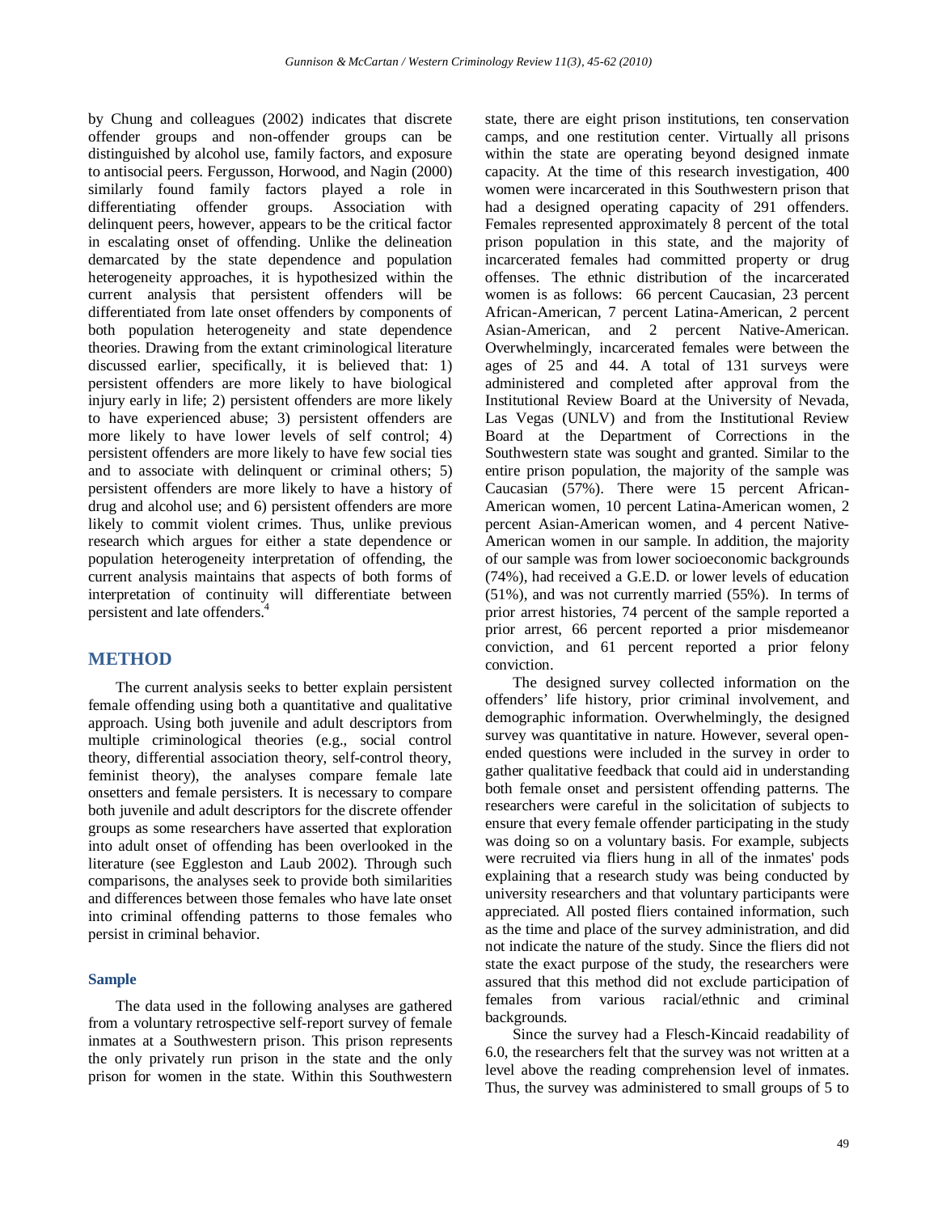by Chung and colleagues (2002) indicates that discrete offender groups and non-offender groups can be distinguished by alcohol use, family factors, and exposure to antisocial peers. Fergusson, Horwood, and Nagin (2000) similarly found family factors played a role in differentiating offender groups. Association with delinquent peers, however, appears to be the critical factor in escalating onset of offending. Unlike the delineation demarcated by the state dependence and population heterogeneity approaches, it is hypothesized within the current analysis that persistent offenders will be differentiated from late onset offenders by components of both population heterogeneity and state dependence theories. Drawing from the extant criminological literature discussed earlier, specifically, it is believed that: 1) persistent offenders are more likely to have biological injury early in life; 2) persistent offenders are more likely to have experienced abuse; 3) persistent offenders are more likely to have lower levels of self control; 4) persistent offenders are more likely to have few social ties and to associate with delinquent or criminal others; 5) persistent offenders are more likely to have a history of drug and alcohol use; and 6) persistent offenders are more likely to commit violent crimes. Thus, unlike previous research which argues for either a state dependence or population heterogeneity interpretation of offending, the current analysis maintains that aspects of both forms of interpretation of continuity will differentiate between persistent and late offenders.[4]

## METHOD

The current analysis seeks to better explain persistent female offending using both a quantitative and qualitative approach. Using both juvenile and adult descriptors from multiple criminological theories (e.g., social control theory, differential association theory, self-control theory, feminist theory), the analyses compare female late onsetters and female persisters. It is necessary to compare both juvenile and adult descriptors for the discrete offender groups as some researchers have asserted that exploration into adult onset of offending has been overlooked in the literature (see Eggleston and Laub 2002). Through such comparisons, the analyses seek to provide both similarities and differences between those females who have late onset into criminal offending patterns to those females who persist in criminal behavior.

### Sample

The data used in the following analyses are gathered from a voluntary retrospective self-report survey of female inmates at a Southwestern prison. This prison represents the only privately run prison in the state and the only prison for women in the state. Within this Southwestern state, there are eight prison institutions, ten conservation camps, and one restitution center. Virtually all prisons within the state are operating beyond designed inmate capacity. At the time of this research investigation, 400 women were incarcerated in this Southwestern prison that had a designed operating capacity of 291 offenders. Females represented approximately 8 percent of the total prison population in this state, and the majority of incarcerated females had committed property or drug offenses. The ethnic distribution of the incarcerated women is as follows: 66 percent Caucasian, 23 percent African-American, 7 percent Latina-American, 2 percent Asian-American, and 2 percent Native-American. Overwhelmingly, incarcerated females were between the ages of 25 and 44. A total of 131 surveys were administered and completed after approval from the Institutional Review Board at the University of Nevada, Las Vegas (UNLV) and from the Institutional Review Board at the Department of Corrections in the Southwestern state was sought and granted. Similar to the entire prison population, the majority of the sample was Caucasian (57%). There were 15 percent African-American women, 10 percent Latina-American women, 2 percent Asian-American women, and 4 percent Native-American women in our sample. In addition, the majority of our sample was from lower socioeconomic backgrounds (74%), had received a G.E.D. or lower levels of education (51%), and was not currently married (55%). In terms of prior arrest histories, 74 percent of the sample reported a prior arrest, 66 percent reported a prior misdemeanor conviction, and 61 percent reported a prior felony conviction.

The designed survey collected information on the offenders' life history, prior criminal involvement, and demographic information. Overwhelmingly, the designed survey was quantitative in nature. However, several open-ended questions were included in the survey in order to gather qualitative feedback that could aid in understanding both female onset and persistent offending patterns. The researchers were careful in the solicitation of subjects to ensure that every female offender participating in the study was doing so on a voluntary basis. For example, subjects were recruited via fliers hung in all of the inmates' pods explaining that a research study was being conducted by university researchers and that voluntary participants were appreciated. All posted fliers contained information, such as the time and place of the survey administration, and did not indicate the nature of the study. Since the fliers did not state the exact purpose of the study, the researchers were assured that this method did not exclude participation of females from various racial/ethnic and criminal backgrounds.

Since the survey had a Flesch-Kincaid readability of 6.0, the researchers felt that the survey was not written at a level above the reading comprehension level of inmates. Thus, the survey was administered to small groups of 5 to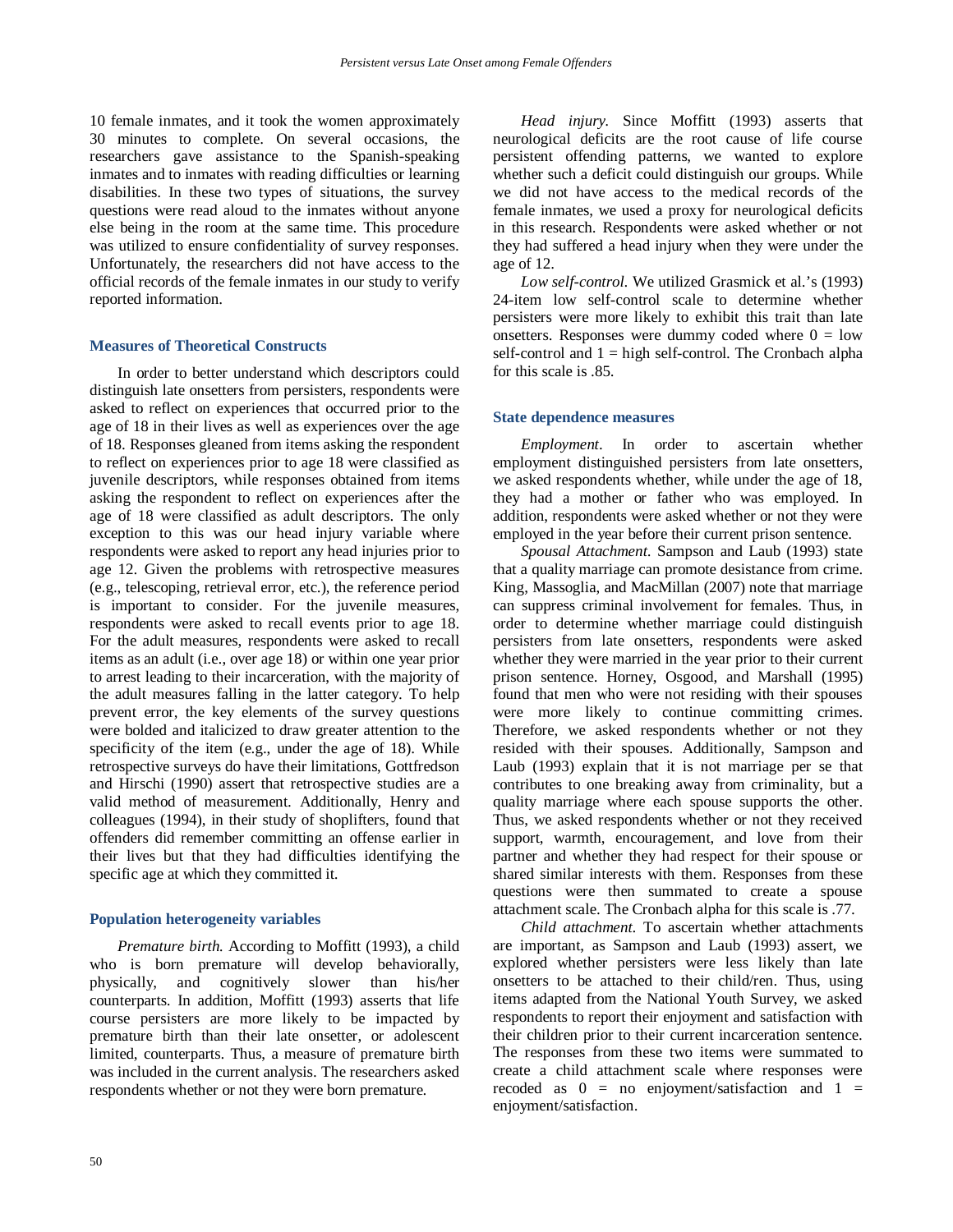10 female inmates, and it took the women approximately 30 minutes to complete. On several occasions, the researchers gave assistance to the Spanish-speaking inmates and to inmates with reading difficulties or learning disabilities. In these two types of situations, the survey questions were read aloud to the inmates without anyone else being in the room at the same time. This procedure was utilized to ensure confidentiality of survey responses. Unfortunately, the researchers did not have access to the official records of the female inmates in our study to verify reported information.

### Measures of Theoretical Constructs

In order to better understand which descriptors could distinguish late onsetters from persisters, respondents were asked to reflect on experiences that occurred prior to the age of 18 in their lives as well as experiences over the age of 18. Responses gleaned from items asking the respondent to reflect on experiences prior to age 18 were classified as juvenile descriptors, while responses obtained from items asking the respondent to reflect on experiences after the age of 18 were classified as adult descriptors. The only exception to this was our head injury variable where respondents were asked to report any head injuries prior to age 12. Given the problems with retrospective measures (e.g., telescoping, retrieval error, etc.), the reference period is important to consider. For the juvenile measures, respondents were asked to recall events prior to age 18. For the adult measures, respondents were asked to recall items as an adult (i.e., over age 18) or within one year prior to arrest leading to their incarceration, with the majority of the adult measures falling in the latter category. To help prevent error, the key elements of the survey questions were bolded and italicized to draw greater attention to the specificity of the item (e.g., under the age of 18). While retrospective surveys do have their limitations, Gottfredson and Hirschi (1990) assert that retrospective studies are a valid method of measurement. Additionally, Henry and colleagues (1994), in their study of shoplifters, found that offenders did remember committing an offense earlier in their lives but that they had difficulties identifying the specific age at which they committed it.

### Population heterogeneity variables

*Premature birth.* According to Moffitt (1993), a child who is born premature will develop behaviorally, physically, and cognitively slower than his/her counterparts. In addition, Moffitt (1993) asserts that life course persisters are more likely to be impacted by premature birth than their late onsetter, or adolescent limited, counterparts. Thus, a measure of premature birth was included in the current analysis. The researchers asked respondents whether or not they were born premature.

*Head injury.* Since Moffitt (1993) asserts that neurological deficits are the root cause of life course persistent offending patterns, we wanted to explore whether such a deficit could distinguish our groups. While we did not have access to the medical records of the female inmates, we used a proxy for neurological deficits in this research. Respondents were asked whether or not they had suffered a head injury when they were under the age of 12.

*Low self-control.* We utilized Grasmick et al.'s (1993) 24-item low self-control scale to determine whether persisters were more likely to exhibit this trait than late onsetters. Responses were dummy coded where 0 = low self-control and 1 = high self-control. The Cronbach alpha for this scale is .85.

### State dependence measures

*Employment*. In order to ascertain whether employment distinguished persisters from late onsetters, we asked respondents whether, while under the age of 18, they had a mother or father who was employed. In addition, respondents were asked whether or not they were employed in the year before their current prison sentence.

*Spousal Attachment.* Sampson and Laub (1993) state that a quality marriage can promote desistance from crime. King, Massoglia, and MacMillan (2007) note that marriage can suppress criminal involvement for females. Thus, in order to determine whether marriage could distinguish persisters from late onsetters, respondents were asked whether they were married in the year prior to their current prison sentence. Horney, Osgood, and Marshall (1995) found that men who were not residing with their spouses were more likely to continue committing crimes. Therefore, we asked respondents whether or not they resided with their spouses. Additionally, Sampson and Laub (1993) explain that it is not marriage per se that contributes to one breaking away from criminality, but a quality marriage where each spouse supports the other. Thus, we asked respondents whether or not they received support, warmth, encouragement, and love from their partner and whether they had respect for their spouse or shared similar interests with them. Responses from these questions were then summated to create a spouse attachment scale. The Cronbach alpha for this scale is .77.

*Child attachment.* To ascertain whether attachments are important, as Sampson and Laub (1993) assert, we explored whether persisters were less likely than late onsetters to be attached to their child/ren. Thus, using items adapted from the National Youth Survey, we asked respondents to report their enjoyment and satisfaction with their children prior to their current incarceration sentence. The responses from these two items were summated to create a child attachment scale where responses were recoded as 0 = no enjoyment/satisfaction and 1 = enjoyment/satisfaction.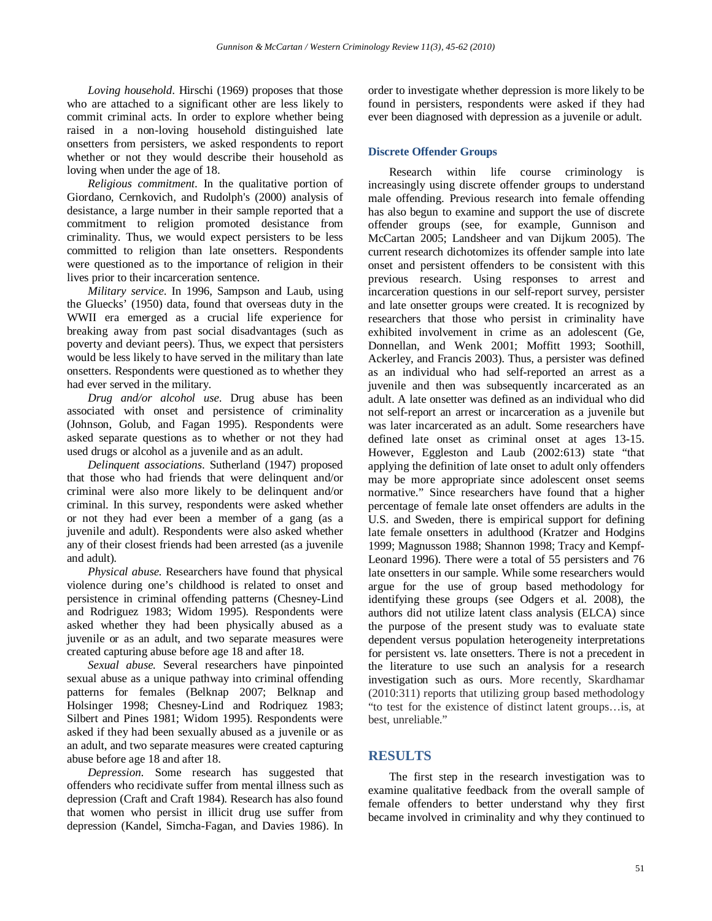*Loving household*. Hirschi (1969) proposes that those who are attached to a significant other are less likely to commit criminal acts. In order to explore whether being raised in a non-loving household distinguished late onsetters from persisters, we asked respondents to report whether or not they would describe their household as loving when under the age of 18.

*Religious commitment*. In the qualitative portion of Giordano, Cernkovich, and Rudolph's (2000) analysis of desistance, a large number in their sample reported that a commitment to religion promoted desistance from criminality. Thus, we would expect persisters to be less committed to religion than late onsetters. Respondents were questioned as to the importance of religion in their lives prior to their incarceration sentence.

*Military service*. In 1996, Sampson and Laub, using the Gluecks' (1950) data, found that overseas duty in the WWII era emerged as a crucial life experience for breaking away from past social disadvantages (such as poverty and deviant peers). Thus, we expect that persisters would be less likely to have served in the military than late onsetters. Respondents were questioned as to whether they had ever served in the military.

*Drug and/or alcohol use*. Drug abuse has been associated with onset and persistence of criminality (Johnson, Golub, and Fagan 1995). Respondents were asked separate questions as to whether or not they had used drugs or alcohol as a juvenile and as an adult.

*Delinquent associations*. Sutherland (1947) proposed that those who had friends that were delinquent and/or criminal were also more likely to be delinquent and/or criminal. In this survey, respondents were asked whether or not they had ever been a member of a gang (as a juvenile and adult). Respondents were also asked whether any of their closest friends had been arrested (as a juvenile and adult).

*Physical abuse.* Researchers have found that physical violence during one's childhood is related to onset and persistence in criminal offending patterns (Chesney-Lind and Rodriguez 1983; Widom 1995). Respondents were asked whether they had been physically abused as a juvenile or as an adult, and two separate measures were created capturing abuse before age 18 and after 18.

*Sexual abuse.* Several researchers have pinpointed sexual abuse as a unique pathway into criminal offending patterns for females (Belknap 2007; Belknap and Holsinger 1998; Chesney-Lind and Rodriquez 1983; Silbert and Pines 1981; Widom 1995). Respondents were asked if they had been sexually abused as a juvenile or as an adult, and two separate measures were created capturing abuse before age 18 and after 18.

*Depression*. Some research has suggested that offenders who recidivate suffer from mental illness such as depression (Craft and Craft 1984). Research has also found that women who persist in illicit drug use suffer from depression (Kandel, Simcha-Fagan, and Davies 1986). In order to investigate whether depression is more likely to be found in persisters, respondents were asked if they had ever been diagnosed with depression as a juvenile or adult.

### Discrete Offender Groups

Research within life course criminology is increasingly using discrete offender groups to understand male offending. Previous research into female offending has also begun to examine and support the use of discrete offender groups (see, for example, Gunnison and McCartan 2005; Landsheer and van Dijkum 2005). The current research dichotomizes its offender sample into late onset and persistent offenders to be consistent with this previous research. Using responses to arrest and incarceration questions in our self-report survey, persister and late onsetter groups were created. It is recognized by researchers that those who persist in criminality have exhibited involvement in crime as an adolescent (Ge, Donnellan, and Wenk 2001; Moffitt 1993; Soothill, Ackerley, and Francis 2003). Thus, a persister was defined as an individual who had self-reported an arrest as a juvenile and then was subsequently incarcerated as an adult. A late onsetter was defined as an individual who did not self-report an arrest or incarceration as a juvenile but was later incarcerated as an adult. Some researchers have defined late onset as criminal onset at ages 13-15. However, Eggleston and Laub (2002:613) state "that applying the definition of late onset to adult only offenders may be more appropriate since adolescent onset seems normative." Since researchers have found that a higher percentage of female late onset offenders are adults in the U.S. and Sweden, there is empirical support for defining late female onsetters in adulthood (Kratzer and Hodgins 1999; Magnusson 1988; Shannon 1998; Tracy and Kempf-Leonard 1996). There were a total of 55 persisters and 76 late onsetters in our sample. While some researchers would argue for the use of group based methodology for identifying these groups (see Odgers et al. 2008), the authors did not utilize latent class analysis (ELCA) since the purpose of the present study was to evaluate state dependent versus population heterogeneity interpretations for persistent vs. late onsetters. There is not a precedent in the literature to use such an analysis for a research investigation such as ours. More recently, Skardhamar (2010:311) reports that utilizing group based methodology "to test for the existence of distinct latent groups…is, at best, unreliable."

## RESULTS

The first step in the research investigation was to examine qualitative feedback from the overall sample of female offenders to better understand why they first became involved in criminality and why they continued to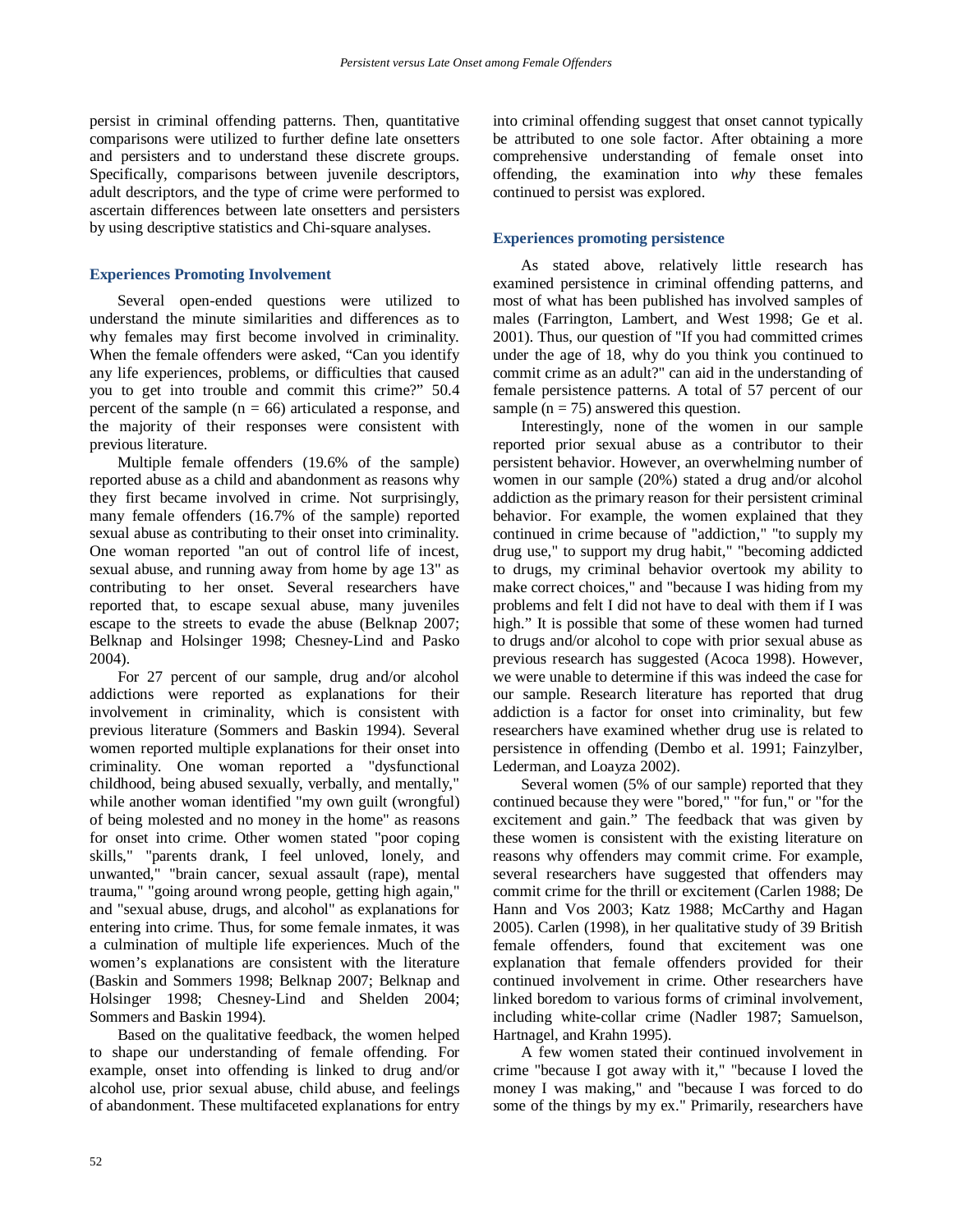persist in criminal offending patterns. Then, quantitative comparisons were utilized to further define late onsetters and persisters and to understand these discrete groups. Specifically, comparisons between juvenile descriptors, adult descriptors, and the type of crime were performed to ascertain differences between late onsetters and persisters by using descriptive statistics and Chi-square analyses.

### Experiences Promoting Involvement

Several open-ended questions were utilized to understand the minute similarities and differences as to why females may first become involved in criminality. When the female offenders were asked, “Can you identify any life experiences, problems, or difficulties that caused you to get into trouble and commit this crime?” 50.4 percent of the sample (n = 66) articulated a response, and the majority of their responses were consistent with previous literature.

Multiple female offenders (19.6% of the sample) reported abuse as a child and abandonment as reasons why they first became involved in crime. Not surprisingly, many female offenders (16.7% of the sample) reported sexual abuse as contributing to their onset into criminality. One woman reported "an out of control life of incest, sexual abuse, and running away from home by age 13" as contributing to her onset. Several researchers have reported that, to escape sexual abuse, many juveniles escape to the streets to evade the abuse (Belknap 2007; Belknap and Holsinger 1998; Chesney-Lind and Pasko 2004).

For 27 percent of our sample, drug and/or alcohol addictions were reported as explanations for their involvement in criminality, which is consistent with previous literature (Sommers and Baskin 1994). Several women reported multiple explanations for their onset into criminality. One woman reported a "dysfunctional childhood, being abused sexually, verbally, and mentally," while another woman identified "my own guilt (wrongful) of being molested and no money in the home" as reasons for onset into crime. Other women stated "poor coping skills," "parents drank, I feel unloved, lonely, and unwanted," "brain cancer, sexual assault (rape), mental trauma," "going around wrong people, getting high again," and "sexual abuse, drugs, and alcohol" as explanations for entering into crime. Thus, for some female inmates, it was a culmination of multiple life experiences. Much of the women’s explanations are consistent with the literature (Baskin and Sommers 1998; Belknap 2007; Belknap and Holsinger 1998; Chesney-Lind and Shelden 2004; Sommers and Baskin 1994).

Based on the qualitative feedback, the women helped to shape our understanding of female offending. For example, onset into offending is linked to drug and/or alcohol use, prior sexual abuse, child abuse, and feelings of abandonment. These multifaceted explanations for entry into criminal offending suggest that onset cannot typically be attributed to one sole factor. After obtaining a more comprehensive understanding of female onset into offending, the examination into *why* these females continued to persist was explored.

### Experiences promoting persistence

As stated above, relatively little research has examined persistence in criminal offending patterns, and most of what has been published has involved samples of males (Farrington, Lambert, and West 1998; Ge et al. 2001). Thus, our question of "If you had committed crimes under the age of 18, why do you think you continued to commit crime as an adult?" can aid in the understanding of female persistence patterns. A total of 57 percent of our sample (n = 75) answered this question.

Interestingly, none of the women in our sample reported prior sexual abuse as a contributor to their persistent behavior. However, an overwhelming number of women in our sample (20%) stated a drug and/or alcohol addiction as the primary reason for their persistent criminal behavior. For example, the women explained that they continued in crime because of "addiction," "to supply my drug use," to support my drug habit," "becoming addicted to drugs, my criminal behavior overtook my ability to make correct choices," and "because I was hiding from my problems and felt I did not have to deal with them if I was high.” It is possible that some of these women had turned to drugs and/or alcohol to cope with prior sexual abuse as previous research has suggested (Acoca 1998). However, we were unable to determine if this was indeed the case for our sample. Research literature has reported that drug addiction is a factor for onset into criminality, but few researchers have examined whether drug use is related to persistence in offending (Dembo et al. 1991; Fainzylber, Lederman, and Loayza 2002).

Several women (5% of our sample) reported that they continued because they were "bored," "for fun," or "for the excitement and gain.” The feedback that was given by these women is consistent with the existing literature on reasons why offenders may commit crime. For example, several researchers have suggested that offenders may commit crime for the thrill or excitement (Carlen 1988; De Hann and Vos 2003; Katz 1988; McCarthy and Hagan 2005). Carlen (1998), in her qualitative study of 39 British female offenders, found that excitement was one explanation that female offenders provided for their continued involvement in crime. Other researchers have linked boredom to various forms of criminal involvement, including white-collar crime (Nadler 1987; Samuelson, Hartnagel, and Krahn 1995).

A few women stated their continued involvement in crime "because I got away with it," "because I loved the money I was making," and "because I was forced to do some of the things by my ex." Primarily, researchers have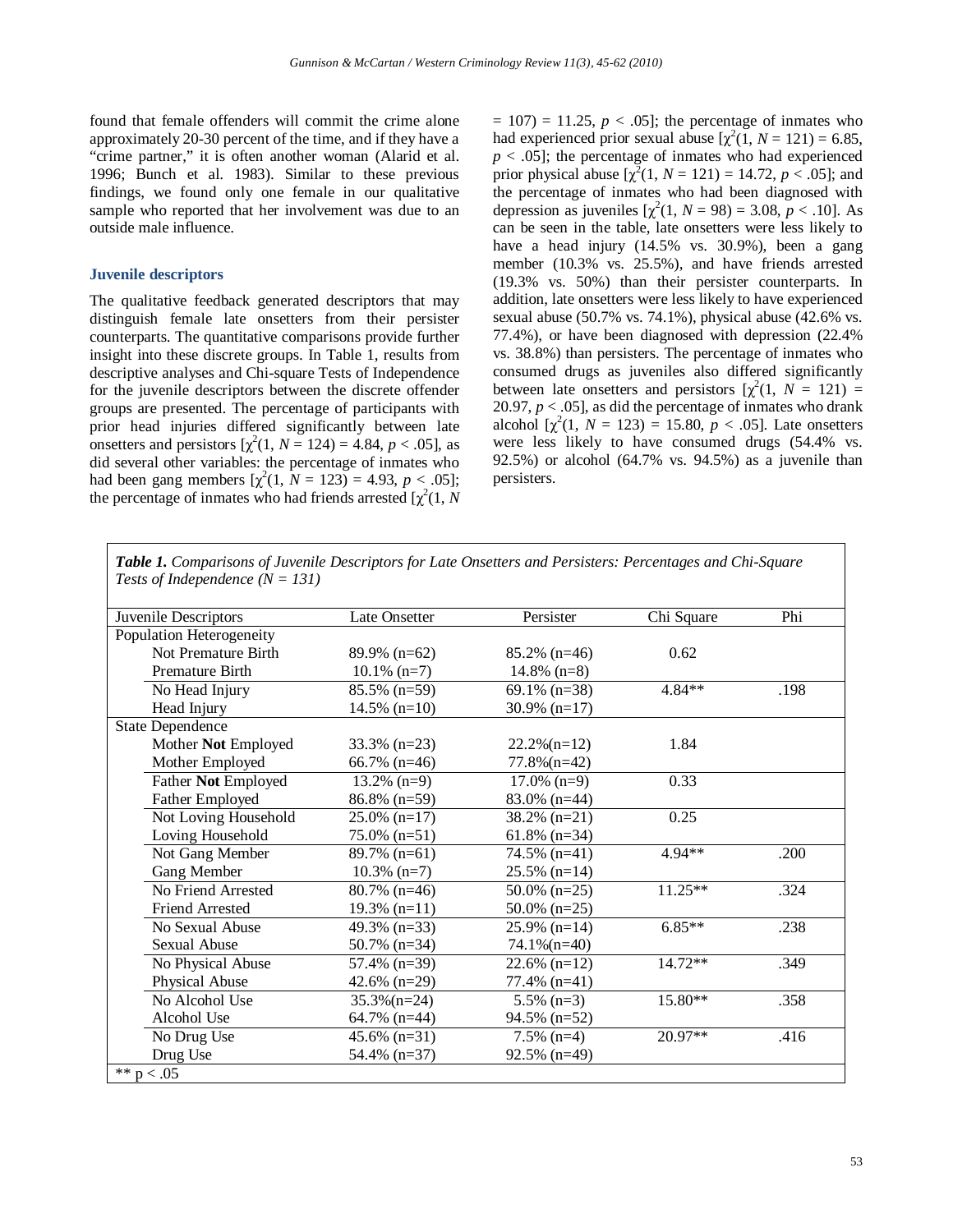found that female offenders will commit the crime alone approximately 20-30 percent of the time, and if they have a "crime partner," it is often another woman (Alarid et al. 1996; Bunch et al. 1983). Similar to these previous findings, we found only one female in our qualitative sample who reported that her involvement was due to an outside male influence.

### Juvenile descriptors

The qualitative feedback generated descriptors that may distinguish female late onsetters from their persister counterparts. The quantitative comparisons provide further insight into these discrete groups. In Table 1, results from descriptive analyses and Chi-square Tests of Independence for the juvenile descriptors between the discrete offender groups are presented. The percentage of participants with prior head injuries differed significantly between late onsetters and persistors [$\chi^2(1, N = 124) = 4.84$, $p < .05$], as did several other variables: the percentage of inmates who had been gang members [$\chi^2(1, N = 123) = 4.93$, $p < .05$]; the percentage of inmates who had friends arrested [$\chi^2(1, N = 107) = 11.25$, $p < .05$]; the percentage of inmates who had experienced prior sexual abuse [$\chi^2(1, N = 121) = 6.85$, $p < .05$]; the percentage of inmates who had experienced prior physical abuse [$\chi^2(1, N = 121) = 14.72$, $p < .05$]; and the percentage of inmates who had been diagnosed with depression as juveniles [$\chi^2(1, N = 98) = 3.08$, $p < .10$]. As can be seen in the table, late onsetters were less likely to have a head injury (14.5% vs. 30.9%), been a gang member (10.3% vs. 25.5%), and have friends arrested (19.3% vs. 50%) than their persister counterparts. In addition, late onsetters were less likely to have experienced sexual abuse (50.7% vs. 74.1%), physical abuse (42.6% vs. 77.4%), or have been diagnosed with depression (22.4% vs. 38.8%) than persisters. The percentage of inmates who consumed drugs as juveniles also differed significantly between late onsetters and persistors [$\chi^2(1, N = 121) = 20.97$, $p < .05$], as did the percentage of inmates who drank alcohol [$\chi^2(1, N = 123) = 15.80$, $p < .05$]. Late onsetters were less likely to have consumed drugs (54.4% vs. 92.5%) or alcohol (64.7% vs. 94.5%) as a juvenile than persisters.

***Table 1.** Comparisons of Juvenile Descriptors for Late Onsetters and Persisters: Percentages and Chi-Square Tests of Independence (N = 131)*

| Juvenile Descriptors | Late Onsetter | Persister | Chi Square | Phi |
|---|---|---|---|---|
| Population Heterogeneity | | | | |
| Not Premature Birth | 89.9% (n=62) | 85.2% (n=46) | 0.62 | |
| Premature Birth | 10.1% (n=7) | 14.8% (n=8) | | |
| No Head Injury | 85.5% (n=59) | 69.1% (n=38) | 4.84** | .198 |
| Head Injury | 14.5% (n=10) | 30.9% (n=17) | | |
| State Dependence | | | | |
| Mother **Not** Employed | 33.3% (n=23) | 22.2%(n=12) | 1.84 | |
| Mother Employed | 66.7% (n=46) | 77.8%(n=42) | | |
| Father **Not** Employed | 13.2% (n=9) | 17.0% (n=9) | 0.33 | |
| Father Employed | 86.8% (n=59) | 83.0% (n=44) | | |
| Not Loving Household | 25.0% (n=17) | 38.2% (n=21) | 0.25 | |
| Loving Household | 75.0% (n=51) | 61.8% (n=34) | | |
| Not Gang Member | 89.7% (n=61) | 74.5% (n=41) | 4.94** | .200 |
| Gang Member | 10.3% (n=7) | 25.5% (n=14) | | |
| No Friend Arrested | 80.7% (n=46) | 50.0% (n=25) | 11.25** | .324 |
| Friend Arrested | 19.3% (n=11) | 50.0% (n=25) | | |
| No Sexual Abuse | 49.3% (n=33) | 25.9% (n=14) | 6.85** | .238 |
| Sexual Abuse | 50.7% (n=34) | 74.1%(n=40) | | |
| No Physical Abuse | 57.4% (n=39) | 22.6% (n=12) | 14.72** | .349 |
| Physical Abuse | 42.6% (n=29) | 77.4% (n=41) | | |
| No Alcohol Use | 35.3%(n=24) | 5.5% (n=3) | 15.80** | .358 |
| Alcohol Use | 64.7% (n=44) | 94.5% (n=52) | | |
| No Drug Use | 45.6% (n=31) | 7.5% (n=4) | 20.97** | .416 |
| Drug Use | 54.4% (n=37) | 92.5% (n=49) | | |

** p < .05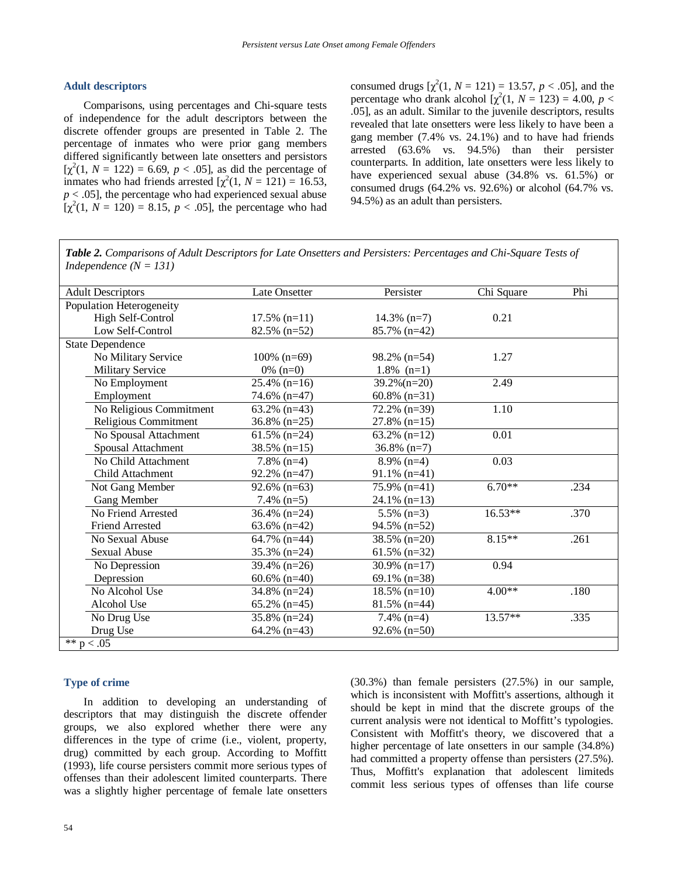### Adult descriptors

Comparisons, using percentages and Chi-square tests of independence for the adult descriptors between the discrete offender groups are presented in Table 2. The percentage of inmates who were prior gang members differed significantly between late onsetters and persistors [$\chi^2(1, N = 122) = 6.69, p < .05$], as did the percentage of inmates who had friends arrested [$\chi^2(1, N = 121) = 16.53, p < .05$], the percentage who had experienced sexual abuse [$\chi^2(1, N = 120) = 8.15, p < .05$], the percentage who had consumed drugs [$\chi^2(1, N = 121) = 13.57, p < .05$], and the percentage who drank alcohol [$\chi^2(1, N = 123) = 4.00, p < .05$], as an adult. Similar to the juvenile descriptors, results revealed that late onsetters were less likely to have been a gang member (7.4% vs. 24.1%) and to have had friends arrested (63.6% vs. 94.5%) than their persister counterparts. In addition, late onsetters were less likely to have experienced sexual abuse (34.8% vs. 61.5%) or consumed drugs (64.2% vs. 92.6%) or alcohol (64.7% vs. 94.5%) as an adult than persisters.

***Table 2.*** *Comparisons of Adult Descriptors for Late Onsetters and Persisters: Percentages and Chi-Square Tests of Independence (N = 131)*

| Adult Descriptors | Late Onsetter | Persister | Chi Square | Phi |
|---|---|---|---|---|
| Population Heterogeneity | | | | |
| High Self-Control | 17.5% (n=11) | 14.3% (n=7) | 0.21 | |
| Low Self-Control | 82.5% (n=52) | 85.7% (n=42) | | |
| State Dependence | | | | |
| No Military Service | 100% (n=69) | 98.2% (n=54) | 1.27 | |
| Military Service | 0% (n=0) | 1.8% (n=1) | | |
| No Employment | 25.4% (n=16) | 39.2%(n=20) | 2.49 | |
| Employment | 74.6% (n=47) | 60.8% (n=31) | | |
| No Religious Commitment | 63.2% (n=43) | 72.2% (n=39) | 1.10 | |
| Religious Commitment | 36.8% (n=25) | 27.8% (n=15) | | |
| No Spousal Attachment | 61.5% (n=24) | 63.2% (n=12) | 0.01 | |
| Spousal Attachment | 38.5% (n=15) | 36.8% (n=7) | | |
| No Child Attachment | 7.8% (n=4) | 8.9% (n=4) | 0.03 | |
| Child Attachment | 92.2% (n=47) | 91.1% (n=41) | | |
| Not Gang Member | 92.6% (n=63) | 75.9% (n=41) | 6.70** | .234 |
| Gang Member | 7.4% (n=5) | 24.1% (n=13) | | |
| No Friend Arrested | 36.4% (n=24) | 5.5% (n=3) | 16.53** | .370 |
| Friend Arrested | 63.6% (n=42) | 94.5% (n=52) | | |
| No Sexual Abuse | 64.7% (n=44) | 38.5% (n=20) | 8.15** | .261 |
| Sexual Abuse | 35.3% (n=24) | 61.5% (n=32) | | |
| No Depression | 39.4% (n=26) | 30.9% (n=17) | 0.94 | |
| Depression | 60.6% (n=40) | 69.1% (n=38) | | |
| No Alcohol Use | 34.8% (n=24) | 18.5% (n=10) | 4.00** | .180 |
| Alcohol Use | 65.2% (n=45) | 81.5% (n=44) | | |
| No Drug Use | 35.8% (n=24) | 7.4% (n=4) | 13.57** | .335 |
| Drug Use | 64.2% (n=43) | 92.6% (n=50) | | |

** p < .05

### Type of crime

In addition to developing an understanding of descriptors that may distinguish the discrete offender groups, we also explored whether there were any differences in the type of crime (i.e., violent, property, drug) committed by each group. According to Moffitt (1993), life course persisters commit more serious types of offenses than their adolescent limited counterparts. There was a slightly higher percentage of female late onsetters (30.3%) than female persisters (27.5%) in our sample, which is inconsistent with Moffitt's assertions, although it should be kept in mind that the discrete groups of the current analysis were not identical to Moffitt's typologies. Consistent with Moffitt's theory, we discovered that a higher percentage of late onsetters in our sample (34.8%) had committed a property offense than persisters (27.5%). Thus, Moffitt's explanation that adolescent limiteds commit less serious types of offenses than life course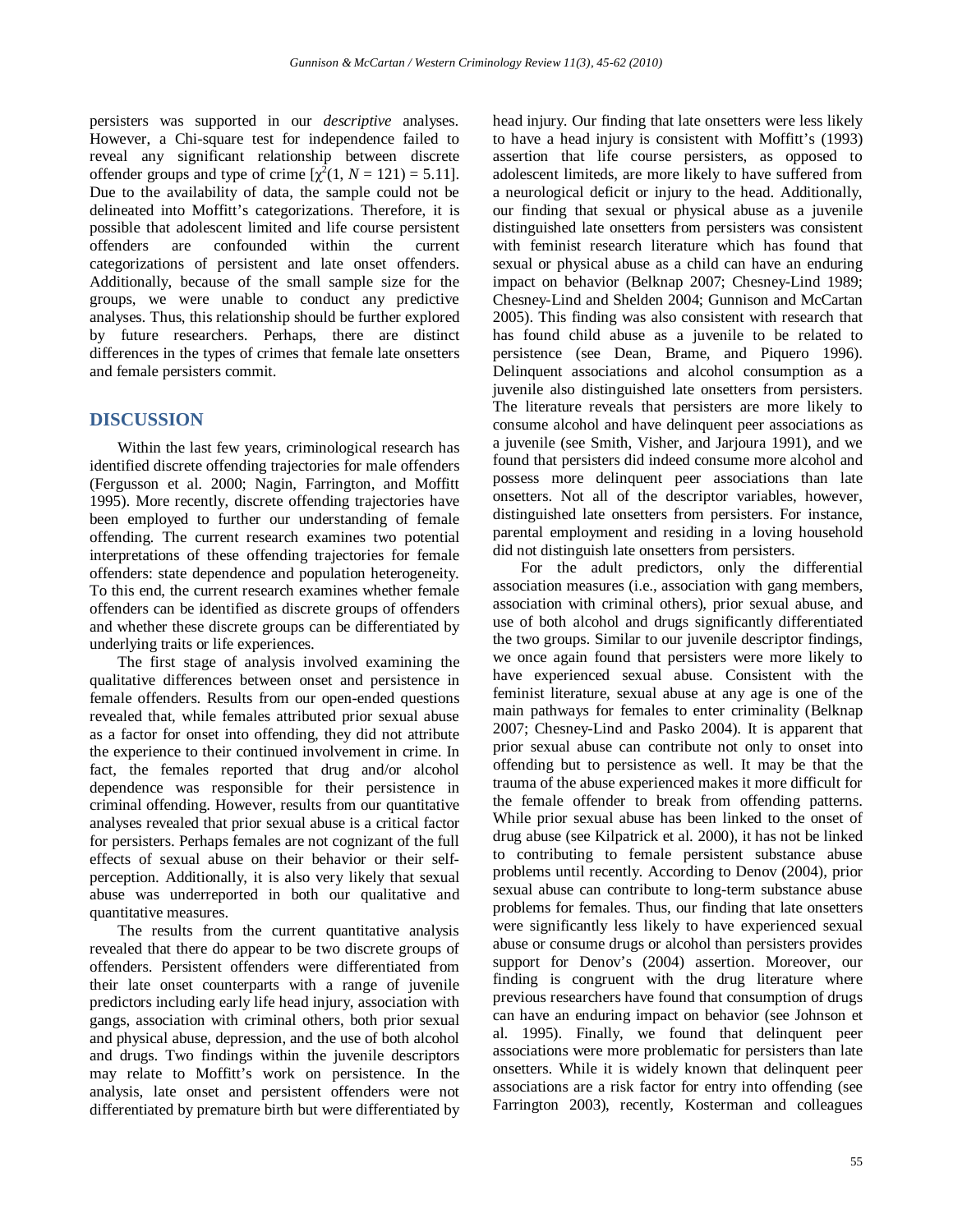persisters was supported in our *descriptive* analyses. However, a Chi-square test for independence failed to reveal any significant relationship between discrete offender groups and type of crime [$\chi^2(1, N = 121) = 5.11$]. Due to the availability of data, the sample could not be delineated into Moffitt's categorizations. Therefore, it is possible that adolescent limited and life course persistent offenders are confounded within the current categorizations of persistent and late onset offenders. Additionally, because of the small sample size for the groups, we were unable to conduct any predictive analyses. Thus, this relationship should be further explored by future researchers. Perhaps, there are distinct differences in the types of crimes that female late onsetters and female persisters commit.

## DISCUSSION

Within the last few years, criminological research has identified discrete offending trajectories for male offenders (Fergusson et al. 2000; Nagin, Farrington, and Moffitt 1995). More recently, discrete offending trajectories have been employed to further our understanding of female offending. The current research examines two potential interpretations of these offending trajectories for female offenders: state dependence and population heterogeneity. To this end, the current research examines whether female offenders can be identified as discrete groups of offenders and whether these discrete groups can be differentiated by underlying traits or life experiences.

The first stage of analysis involved examining the qualitative differences between onset and persistence in female offenders. Results from our open-ended questions revealed that, while females attributed prior sexual abuse as a factor for onset into offending, they did not attribute the experience to their continued involvement in crime. In fact, the females reported that drug and/or alcohol dependence was responsible for their persistence in criminal offending. However, results from our quantitative analyses revealed that prior sexual abuse is a critical factor for persisters. Perhaps females are not cognizant of the full effects of sexual abuse on their behavior or their self-perception. Additionally, it is also very likely that sexual abuse was underreported in both our qualitative and quantitative measures.

The results from the current quantitative analysis revealed that there do appear to be two discrete groups of offenders. Persistent offenders were differentiated from their late onset counterparts with a range of juvenile predictors including early life head injury, association with gangs, association with criminal others, both prior sexual and physical abuse, depression, and the use of both alcohol and drugs. Two findings within the juvenile descriptors may relate to Moffitt's work on persistence. In the analysis, late onset and persistent offenders were not differentiated by premature birth but were differentiated by head injury. Our finding that late onsetters were less likely to have a head injury is consistent with Moffitt's (1993) assertion that life course persisters, as opposed to adolescent limiteds, are more likely to have suffered from a neurological deficit or injury to the head. Additionally, our finding that sexual or physical abuse as a juvenile distinguished late onsetters from persisters was consistent with feminist research literature which has found that sexual or physical abuse as a child can have an enduring impact on behavior (Belknap 2007; Chesney-Lind 1989; Chesney-Lind and Shelden 2004; Gunnison and McCartan 2005). This finding was also consistent with research that has found child abuse as a juvenile to be related to persistence (see Dean, Brame, and Piquero 1996). Delinquent associations and alcohol consumption as a juvenile also distinguished late onsetters from persisters. The literature reveals that persisters are more likely to consume alcohol and have delinquent peer associations as a juvenile (see Smith, Visher, and Jarjoura 1991), and we found that persisters did indeed consume more alcohol and possess more delinquent peer associations than late onsetters. Not all of the descriptor variables, however, distinguished late onsetters from persisters. For instance, parental employment and residing in a loving household did not distinguish late onsetters from persisters.

For the adult predictors, only the differential association measures (i.e., association with gang members, association with criminal others), prior sexual abuse, and use of both alcohol and drugs significantly differentiated the two groups. Similar to our juvenile descriptor findings, we once again found that persisters were more likely to have experienced sexual abuse. Consistent with the feminist literature, sexual abuse at any age is one of the main pathways for females to enter criminality (Belknap 2007; Chesney-Lind and Pasko 2004). It is apparent that prior sexual abuse can contribute not only to onset into offending but to persistence as well. It may be that the trauma of the abuse experienced makes it more difficult for the female offender to break from offending patterns. While prior sexual abuse has been linked to the onset of drug abuse (see Kilpatrick et al. 2000), it has not be linked to contributing to female persistent substance abuse problems until recently. According to Denov (2004), prior sexual abuse can contribute to long-term substance abuse problems for females. Thus, our finding that late onsetters were significantly less likely to have experienced sexual abuse or consume drugs or alcohol than persisters provides support for Denov's (2004) assertion. Moreover, our finding is congruent with the drug literature where previous researchers have found that consumption of drugs can have an enduring impact on behavior (see Johnson et al. 1995). Finally, we found that delinquent peer associations were more problematic for persisters than late onsetters. While it is widely known that delinquent peer associations are a risk factor for entry into offending (see Farrington 2003), recently, Kosterman and colleagues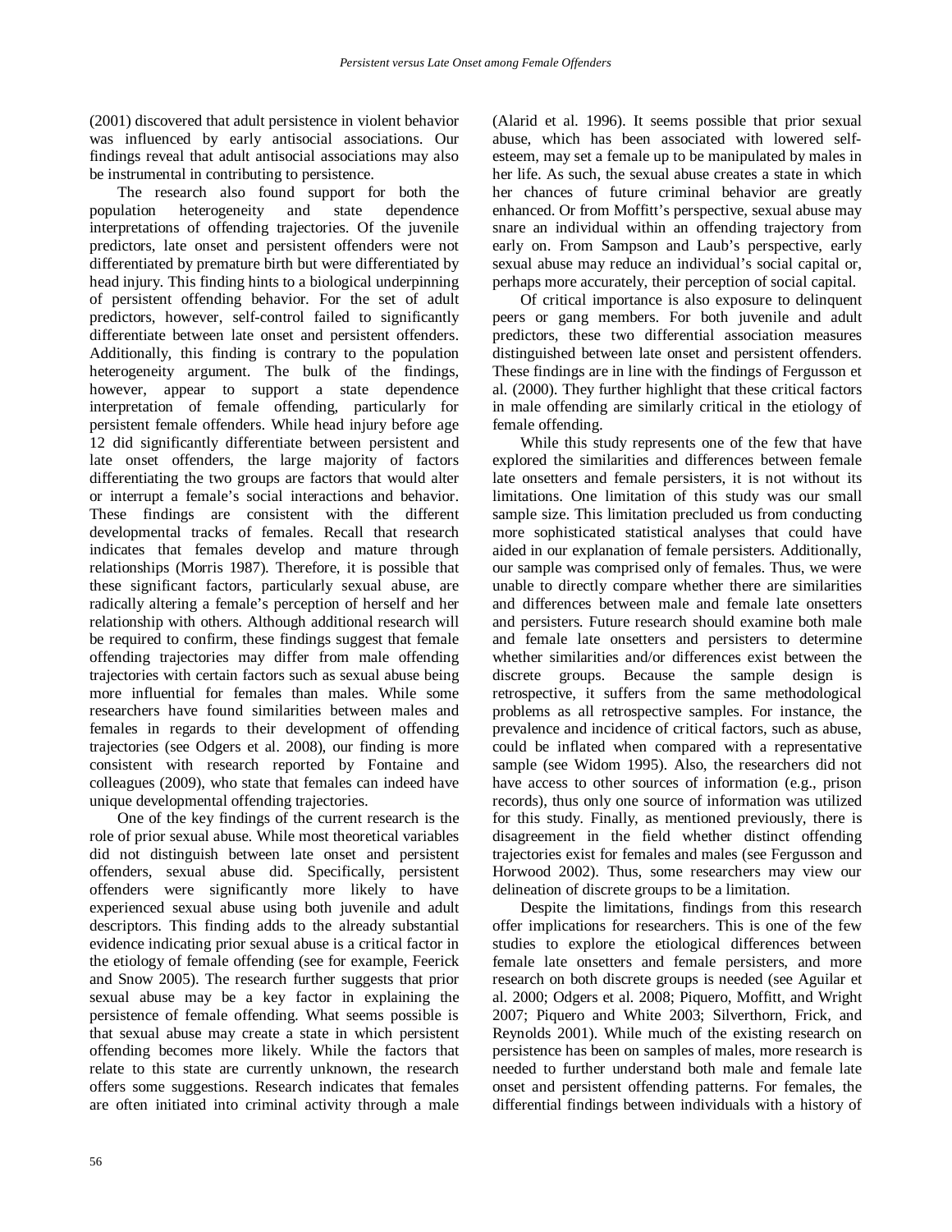(2001) discovered that adult persistence in violent behavior was influenced by early antisocial associations. Our findings reveal that adult antisocial associations may also be instrumental in contributing to persistence.

The research also found support for both the population heterogeneity and state dependence interpretations of offending trajectories. Of the juvenile predictors, late onset and persistent offenders were not differentiated by premature birth but were differentiated by head injury. This finding hints to a biological underpinning of persistent offending behavior. For the set of adult predictors, however, self-control failed to significantly differentiate between late onset and persistent offenders. Additionally, this finding is contrary to the population heterogeneity argument. The bulk of the findings, however, appear to support a state dependence interpretation of female offending, particularly for persistent female offenders. While head injury before age 12 did significantly differentiate between persistent and late onset offenders, the large majority of factors differentiating the two groups are factors that would alter or interrupt a female's social interactions and behavior. These findings are consistent with the different developmental tracks of females. Recall that research indicates that females develop and mature through relationships (Morris 1987). Therefore, it is possible that these significant factors, particularly sexual abuse, are radically altering a female's perception of herself and her relationship with others. Although additional research will be required to confirm, these findings suggest that female offending trajectories may differ from male offending trajectories with certain factors such as sexual abuse being more influential for females than males. While some researchers have found similarities between males and females in regards to their development of offending trajectories (see Odgers et al. 2008), our finding is more consistent with research reported by Fontaine and colleagues (2009), who state that females can indeed have unique developmental offending trajectories.

One of the key findings of the current research is the role of prior sexual abuse. While most theoretical variables did not distinguish between late onset and persistent offenders, sexual abuse did. Specifically, persistent offenders were significantly more likely to have experienced sexual abuse using both juvenile and adult descriptors. This finding adds to the already substantial evidence indicating prior sexual abuse is a critical factor in the etiology of female offending (see for example, Feerick and Snow 2005). The research further suggests that prior sexual abuse may be a key factor in explaining the persistence of female offending. What seems possible is that sexual abuse may create a state in which persistent offending becomes more likely. While the factors that relate to this state are currently unknown, the research offers some suggestions. Research indicates that females are often initiated into criminal activity through a male (Alarid et al. 1996). It seems possible that prior sexual abuse, which has been associated with lowered self-esteem, may set a female up to be manipulated by males in her life. As such, the sexual abuse creates a state in which her chances of future criminal behavior are greatly enhanced. Or from Moffitt's perspective, sexual abuse may snare an individual within an offending trajectory from early on. From Sampson and Laub's perspective, early sexual abuse may reduce an individual's social capital or, perhaps more accurately, their perception of social capital.

Of critical importance is also exposure to delinquent peers or gang members. For both juvenile and adult predictors, these two differential association measures distinguished between late onset and persistent offenders. These findings are in line with the findings of Fergusson et al. (2000). They further highlight that these critical factors in male offending are similarly critical in the etiology of female offending.

While this study represents one of the few that have explored the similarities and differences between female late onsetters and female persisters, it is not without its limitations. One limitation of this study was our small sample size. This limitation precluded us from conducting more sophisticated statistical analyses that could have aided in our explanation of female persisters. Additionally, our sample was comprised only of females. Thus, we were unable to directly compare whether there are similarities and differences between male and female late onsetters and persisters. Future research should examine both male and female late onsetters and persisters to determine whether similarities and/or differences exist between the discrete groups. Because the sample design is retrospective, it suffers from the same methodological problems as all retrospective samples. For instance, the prevalence and incidence of critical factors, such as abuse, could be inflated when compared with a representative sample (see Widom 1995). Also, the researchers did not have access to other sources of information (e.g., prison records), thus only one source of information was utilized for this study. Finally, as mentioned previously, there is disagreement in the field whether distinct offending trajectories exist for females and males (see Fergusson and Horwood 2002). Thus, some researchers may view our delineation of discrete groups to be a limitation.

Despite the limitations, findings from this research offer implications for researchers. This is one of the few studies to explore the etiological differences between female late onsetters and female persisters, and more research on both discrete groups is needed (see Aguilar et al. 2000; Odgers et al. 2008; Piquero, Moffitt, and Wright 2007; Piquero and White 2003; Silverthorn, Frick, and Reynolds 2001). While much of the existing research on persistence has been on samples of males, more research is needed to further understand both male and female late onset and persistent offending patterns. For females, the differential findings between individuals with a history of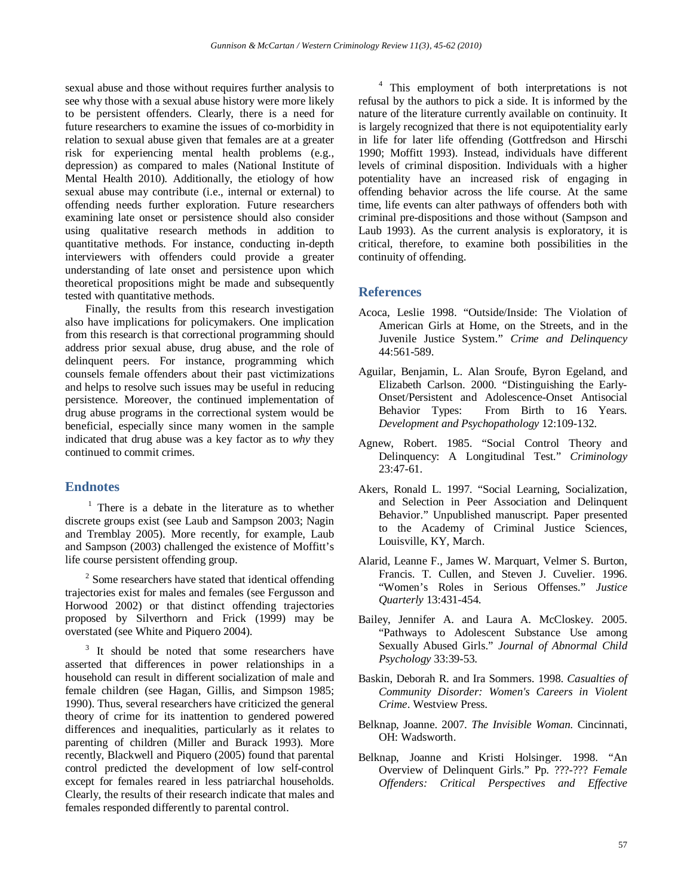sexual abuse and those without requires further analysis to see why those with a sexual abuse history were more likely to be persistent offenders. Clearly, there is a need for future researchers to examine the issues of co-morbidity in relation to sexual abuse given that females are at a greater risk for experiencing mental health problems (e.g., depression) as compared to males (National Institute of Mental Health 2010). Additionally, the etiology of how sexual abuse may contribute (i.e., internal or external) to offending needs further exploration. Future researchers examining late onset or persistence should also consider using qualitative research methods in addition to quantitative methods. For instance, conducting in-depth interviewers with offenders could provide a greater understanding of late onset and persistence upon which theoretical propositions might be made and subsequently tested with quantitative methods.

Finally, the results from this research investigation also have implications for policymakers. One implication from this research is that correctional programming should address prior sexual abuse, drug abuse, and the role of delinquent peers. For instance, programming which counsels female offenders about their past victimizations and helps to resolve such issues may be useful in reducing persistence. Moreover, the continued implementation of drug abuse programs in the correctional system would be beneficial, especially since many women in the sample indicated that drug abuse was a key factor as to *why* they continued to commit crimes.

## Endnotes

[1] There is a debate in the literature as to whether discrete groups exist (see Laub and Sampson 2003; Nagin and Tremblay 2005). More recently, for example, Laub and Sampson (2003) challenged the existence of Moffitt's life course persistent offending group.

[2] Some researchers have stated that identical offending trajectories exist for males and females (see Fergusson and Horwood 2002) or that distinct offending trajectories proposed by Silverthorn and Frick (1999) may be overstated (see White and Piquero 2004).

[3] It should be noted that some researchers have asserted that differences in power relationships in a household can result in different socialization of male and female children (see Hagan, Gillis, and Simpson 1985; 1990). Thus, several researchers have criticized the general theory of crime for its inattention to gendered powered differences and inequalities, particularly as it relates to parenting of children (Miller and Burack 1993). More recently, Blackwell and Piquero (2005) found that parental control predicted the development of low self-control except for females reared in less patriarchal households. Clearly, the results of their research indicate that males and females responded differently to parental control.

[4] This employment of both interpretations is not refusal by the authors to pick a side. It is informed by the nature of the literature currently available on continuity. It is largely recognized that there is not equipotentiality early in life for later life offending (Gottfredson and Hirschi 1990; Moffitt 1993). Instead, individuals have different levels of criminal disposition. Individuals with a higher potentiality have an increased risk of engaging in offending behavior across the life course. At the same time, life events can alter pathways of offenders both with criminal pre-dispositions and those without (Sampson and Laub 1993). As the current analysis is exploratory, it is critical, therefore, to examine both possibilities in the continuity of offending.

## References

Acoca, Leslie 1998. "Outside/Inside: The Violation of American Girls at Home, on the Streets, and in the Juvenile Justice System." *Crime and Delinquency* 44:561-589.

Aguilar, Benjamin, L. Alan Sroufe, Byron Egeland, and Elizabeth Carlson. 2000. "Distinguishing the Early-Onset/Persistent and Adolescence-Onset Antisocial Behavior Types: From Birth to 16 Years. *Development and Psychopathology* 12:109-132.

Agnew, Robert. 1985. "Social Control Theory and Delinquency: A Longitudinal Test." *Criminology* 23:47-61.

Akers, Ronald L. 1997. "Social Learning, Socialization, and Selection in Peer Association and Delinquent Behavior." Unpublished manuscript. Paper presented to the Academy of Criminal Justice Sciences, Louisville, KY, March.

Alarid, Leanne F., James W. Marquart, Velmer S. Burton, Francis. T. Cullen, and Steven J. Cuvelier. 1996. "Women's Roles in Serious Offenses." *Justice Quarterly* 13:431-454.

Bailey, Jennifer A. and Laura A. McCloskey. 2005. "Pathways to Adolescent Substance Use among Sexually Abused Girls." *Journal of Abnormal Child Psychology* 33:39-53.

Baskin, Deborah R. and Ira Sommers. 1998. *Casualties of Community Disorder: Women's Careers in Violent Crime*. Westview Press.

Belknap, Joanne. 2007. *The Invisible Woman.* Cincinnati, OH: Wadsworth.

Belknap, Joanne and Kristi Holsinger. 1998. "An Overview of Delinquent Girls." Pp. ???-??? *Female Offenders: Critical Perspectives and Effective*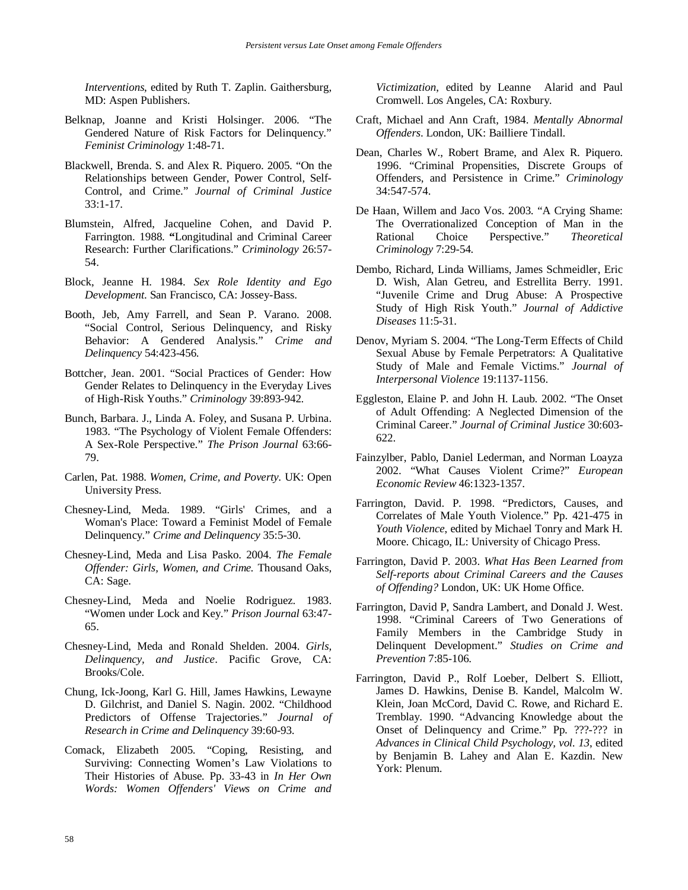*Interventions*, edited by Ruth T. Zaplin. Gaithersburg, MD: Aspen Publishers.

Belknap, Joanne and Kristi Holsinger. 2006. "The Gendered Nature of Risk Factors for Delinquency." *Feminist Criminology* 1:48-71.

Blackwell, Brenda. S. and Alex R. Piquero. 2005. "On the Relationships between Gender, Power Control, Self-Control, and Crime." *Journal of Criminal Justice* 33:1-17.

Blumstein, Alfred, Jacqueline Cohen, and David P. Farrington. 1988. **"**Longitudinal and Criminal Career Research: Further Clarifications." *Criminology* 26:57-54.

Block, Jeanne H. 1984. *Sex Role Identity and Ego Development*. San Francisco, CA: Jossey-Bass.

Booth, Jeb, Amy Farrell, and Sean P. Varano. 2008. "Social Control, Serious Delinquency, and Risky Behavior: A Gendered Analysis." *Crime and Delinquency* 54:423-456.

Bottcher, Jean. 2001. "Social Practices of Gender: How Gender Relates to Delinquency in the Everyday Lives of High-Risk Youths." *Criminology* 39:893-942.

Bunch, Barbara. J., Linda A. Foley, and Susana P. Urbina. 1983. "The Psychology of Violent Female Offenders: A Sex-Role Perspective." *The Prison Journal* 63:66-79.

Carlen, Pat. 1988. *Women, Crime, and Poverty*. UK: Open University Press.

Chesney-Lind, Meda. 1989. "Girls' Crimes, and a Woman's Place: Toward a Feminist Model of Female Delinquency." *Crime and Delinquency* 35:5-30.

Chesney-Lind, Meda and Lisa Pasko. 2004. *The Female Offender: Girls, Women, and Crime.* Thousand Oaks, CA: Sage.

Chesney-Lind, Meda and Noelie Rodriguez. 1983. "Women under Lock and Key." *Prison Journal* 63:47-65.

Chesney-Lind, Meda and Ronald Shelden. 2004. *Girls, Delinquency, and Justice*. Pacific Grove, CA: Brooks/Cole.

Chung, Ick-Joong, Karl G. Hill, James Hawkins, Lewayne D. Gilchrist, and Daniel S. Nagin. 2002. "Childhood Predictors of Offense Trajectories." *Journal of Research in Crime and Delinquency* 39:60-93.

Comack, Elizabeth 2005. "Coping, Resisting, and Surviving: Connecting Women's Law Violations to Their Histories of Abuse. Pp. 33-43 in *In Her Own Words: Women Offenders' Views on Crime and Victimization*, edited by Leanne Alarid and Paul Cromwell. Los Angeles, CA: Roxbury.

Craft, Michael and Ann Craft, 1984. *Mentally Abnormal Offenders*. London, UK: Bailliere Tindall.

Dean, Charles W., Robert Brame, and Alex R. Piquero. 1996. "Criminal Propensities, Discrete Groups of Offenders, and Persistence in Crime." *Criminology* 34:547-574.

De Haan, Willem and Jaco Vos. 2003. "A Crying Shame: The Overrationalized Conception of Man in the Rational Choice Perspective." *Theoretical Criminology* 7:29-54.

Dembo, Richard, Linda Williams, James Schmeidler, Eric D. Wish, Alan Getreu, and Estrellita Berry. 1991. "Juvenile Crime and Drug Abuse: A Prospective Study of High Risk Youth." *Journal of Addictive Diseases* 11:5-31.

Denov, Myriam S. 2004. "The Long-Term Effects of Child Sexual Abuse by Female Perpetrators: A Qualitative Study of Male and Female Victims." *Journal of Interpersonal Violence* 19:1137-1156.

Eggleston, Elaine P. and John H. Laub. 2002. "The Onset of Adult Offending: A Neglected Dimension of the Criminal Career." *Journal of Criminal Justice* 30:603-622.

Fainzylber, Pablo, Daniel Lederman, and Norman Loayza 2002. "What Causes Violent Crime?" *European Economic Review* 46:1323-1357.

Farrington, David. P. 1998. "Predictors, Causes, and Correlates of Male Youth Violence." Pp. 421-475 in *Youth Violence*, edited by Michael Tonry and Mark H. Moore. Chicago, IL: University of Chicago Press.

Farrington, David P. 2003. *What Has Been Learned from Self-reports about Criminal Careers and the Causes of Offending?* London, UK: UK Home Office.

Farrington, David P, Sandra Lambert, and Donald J. West. 1998. "Criminal Careers of Two Generations of Family Members in the Cambridge Study in Delinquent Development." *Studies on Crime and Prevention* 7:85-106.

Farrington, David P., Rolf Loeber, Delbert S. Elliott, James D. Hawkins, Denise B. Kandel, Malcolm W. Klein, Joan McCord, David C. Rowe, and Richard E. Tremblay. 1990. "Advancing Knowledge about the Onset of Delinquency and Crime." Pp. ???-??? in *Advances in Clinical Child Psychology, vol. 13*, edited by Benjamin B. Lahey and Alan E. Kazdin. New York: Plenum.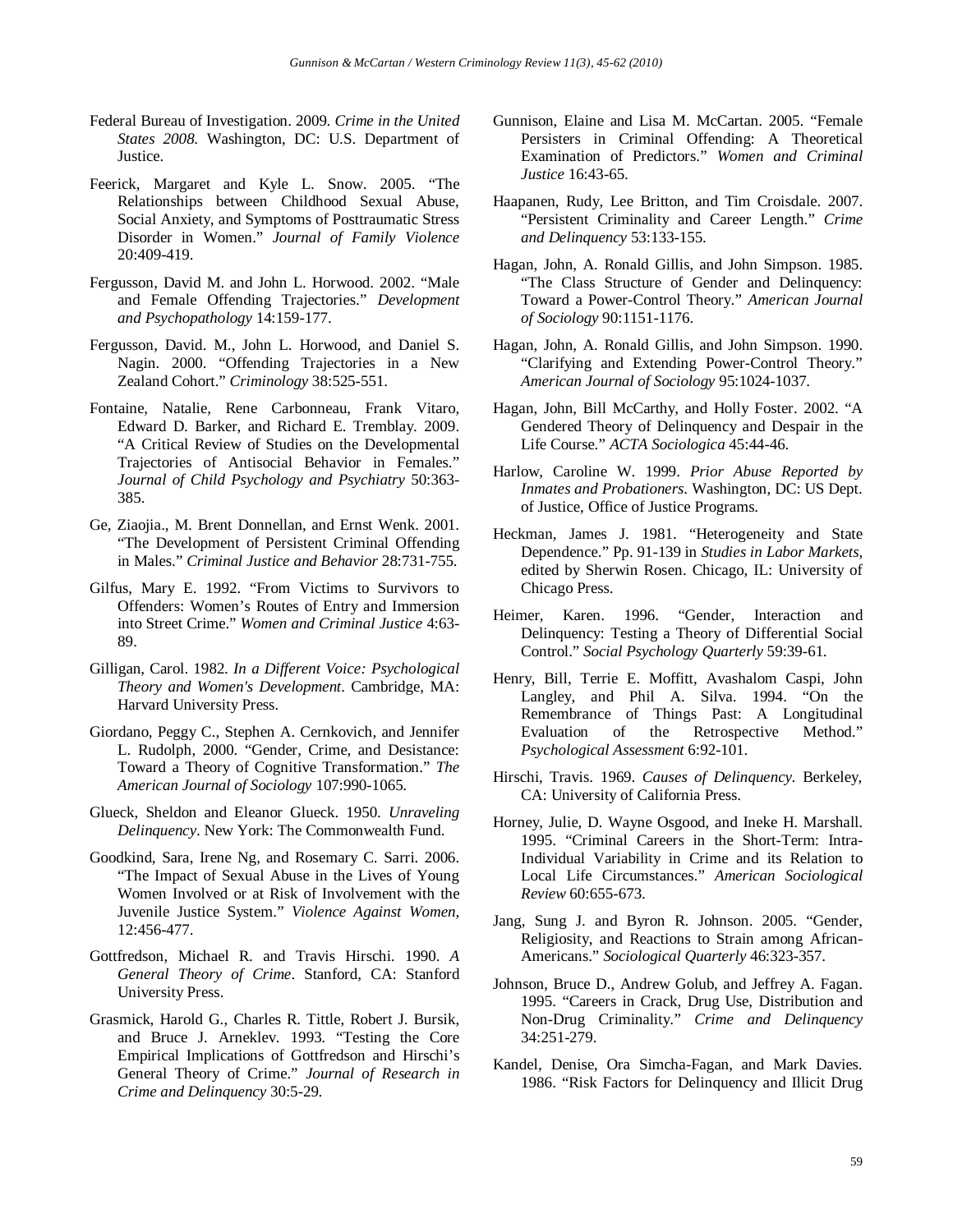Federal Bureau of Investigation. 2009. *Crime in the United States 2008*. Washington, DC: U.S. Department of Justice.

Feerick, Margaret and Kyle L. Snow. 2005. "The Relationships between Childhood Sexual Abuse, Social Anxiety, and Symptoms of Posttraumatic Stress Disorder in Women." *Journal of Family Violence* 20:409-419.

Fergusson, David M. and John L. Horwood. 2002. "Male and Female Offending Trajectories." *Development and Psychopathology* 14:159-177.

Fergusson, David. M., John L. Horwood, and Daniel S. Nagin. 2000. "Offending Trajectories in a New Zealand Cohort." *Criminology* 38:525-551.

Fontaine, Natalie, Rene Carbonneau, Frank Vitaro, Edward D. Barker, and Richard E. Tremblay. 2009. "A Critical Review of Studies on the Developmental Trajectories of Antisocial Behavior in Females." *Journal of Child Psychology and Psychiatry* 50:363-385.

Ge, Ziaojia., M. Brent Donnellan, and Ernst Wenk. 2001. "The Development of Persistent Criminal Offending in Males." *Criminal Justice and Behavior* 28:731-755.

Gilfus, Mary E. 1992. "From Victims to Survivors to Offenders: Women's Routes of Entry and Immersion into Street Crime." *Women and Criminal Justice* 4:63-89.

Gilligan, Carol. 1982. *In a Different Voice: Psychological Theory and Women's Development*. Cambridge, MA: Harvard University Press.

Giordano, Peggy C., Stephen A. Cernkovich, and Jennifer L. Rudolph, 2000. "Gender, Crime, and Desistance: Toward a Theory of Cognitive Transformation." *The American Journal of Sociology* 107:990-1065.

Glueck, Sheldon and Eleanor Glueck. 1950. *Unraveling Delinquency*. New York: The Commonwealth Fund.

Goodkind, Sara, Irene Ng, and Rosemary C. Sarri. 2006. "The Impact of Sexual Abuse in the Lives of Young Women Involved or at Risk of Involvement with the Juvenile Justice System." *Violence Against Women*, 12:456-477.

Gottfredson, Michael R. and Travis Hirschi. 1990. *A General Theory of Crime*. Stanford, CA: Stanford University Press.

Grasmick, Harold G., Charles R. Tittle, Robert J. Bursik, and Bruce J. Arneklev. 1993. "Testing the Core Empirical Implications of Gottfredson and Hirschi's General Theory of Crime." *Journal of Research in Crime and Delinquency* 30:5-29.

Gunnison, Elaine and Lisa M. McCartan. 2005. "Female Persisters in Criminal Offending: A Theoretical Examination of Predictors." *Women and Criminal Justice* 16:43-65.

Haapanen, Rudy, Lee Britton, and Tim Croisdale. 2007. "Persistent Criminality and Career Length." *Crime and Delinquency* 53:133-155.

Hagan, John, A. Ronald Gillis, and John Simpson. 1985. "The Class Structure of Gender and Delinquency: Toward a Power-Control Theory." *American Journal of Sociology* 90:1151-1176.

Hagan, John, A. Ronald Gillis, and John Simpson. 1990. "Clarifying and Extending Power-Control Theory." *American Journal of Sociology* 95:1024-1037.

Hagan, John, Bill McCarthy, and Holly Foster. 2002. "A Gendered Theory of Delinquency and Despair in the Life Course." *ACTA Sociologica* 45:44-46.

Harlow, Caroline W. 1999. *Prior Abuse Reported by Inmates and Probationers*. Washington, DC: US Dept. of Justice, Office of Justice Programs.

Heckman, James J. 1981. "Heterogeneity and State Dependence." Pp. 91-139 in *Studies in Labor Markets*, edited by Sherwin Rosen. Chicago, IL: University of Chicago Press.

Heimer, Karen. 1996. "Gender, Interaction and Delinquency: Testing a Theory of Differential Social Control." *Social Psychology Quarterly* 59:39-61.

Henry, Bill, Terrie E. Moffitt, Avashalom Caspi, John Langley, and Phil A. Silva. 1994. "On the Remembrance of Things Past: A Longitudinal Evaluation of the Retrospective Method." *Psychological Assessment* 6:92-101.

Hirschi, Travis. 1969. *Causes of Delinquency*. Berkeley, CA: University of California Press.

Horney, Julie, D. Wayne Osgood, and Ineke H. Marshall. 1995. "Criminal Careers in the Short-Term: Intra-Individual Variability in Crime and its Relation to Local Life Circumstances." *American Sociological Review* 60:655-673.

Jang, Sung J. and Byron R. Johnson. 2005. "Gender, Religiosity, and Reactions to Strain among African-Americans." *Sociological Quarterly* 46:323-357.

Johnson, Bruce D., Andrew Golub, and Jeffrey A. Fagan. 1995. "Careers in Crack, Drug Use, Distribution and Non-Drug Criminality." *Crime and Delinquency* 34:251-279.

Kandel, Denise, Ora Simcha-Fagan, and Mark Davies. 1986. "Risk Factors for Delinquency and Illicit Drug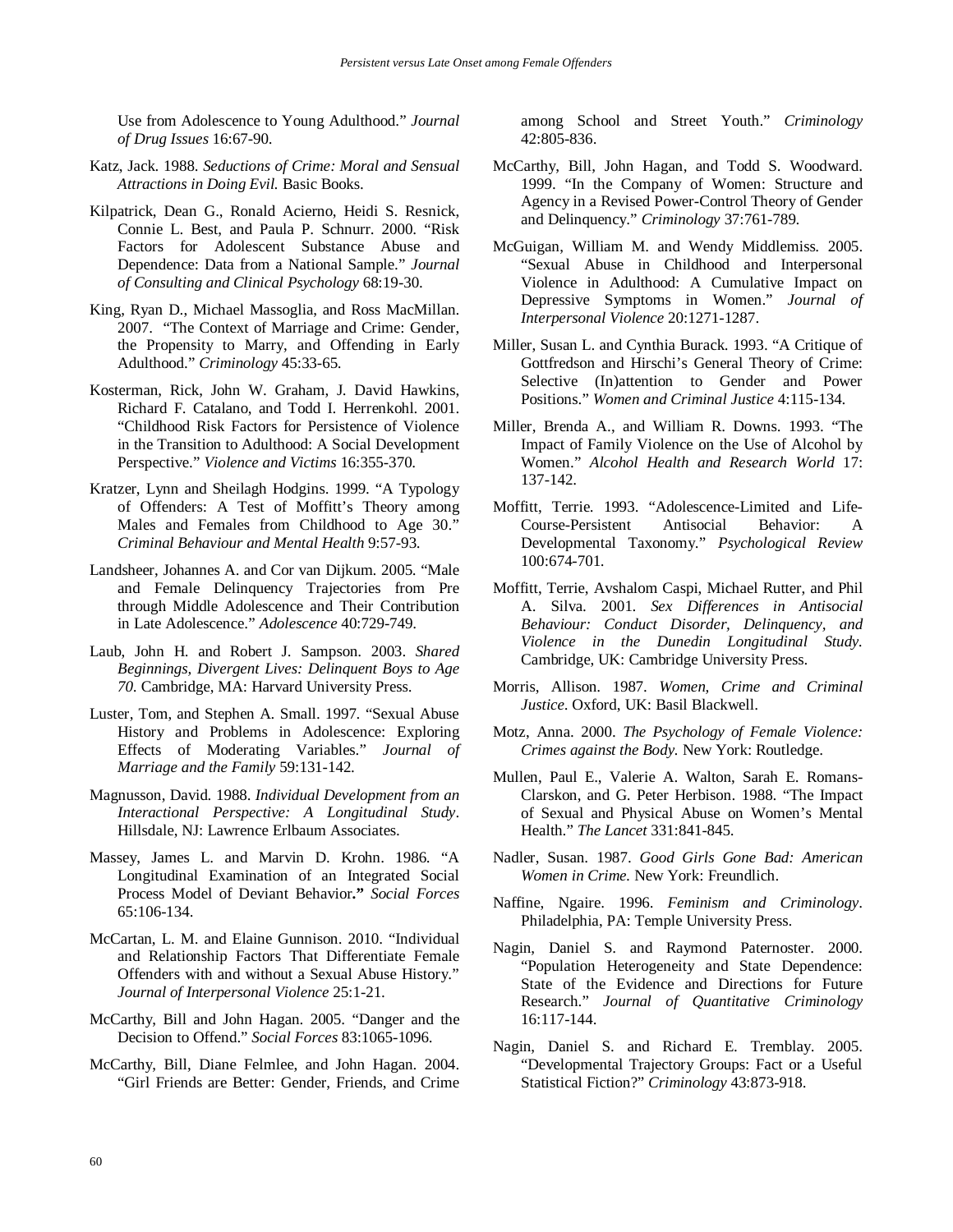Use from Adolescence to Young Adulthood." *Journal of Drug Issues* 16:67-90.

Katz, Jack. 1988. *Seductions of Crime: Moral and Sensual Attractions in Doing Evil.* Basic Books.

Kilpatrick, Dean G., Ronald Acierno, Heidi S. Resnick, Connie L. Best, and Paula P. Schnurr. 2000. "Risk Factors for Adolescent Substance Abuse and Dependence: Data from a National Sample." *Journal of Consulting and Clinical Psychology* 68:19-30.

King, Ryan D., Michael Massoglia, and Ross MacMillan. 2007. "The Context of Marriage and Crime: Gender, the Propensity to Marry, and Offending in Early Adulthood." *Criminology* 45:33-65.

Kosterman, Rick, John W. Graham, J. David Hawkins, Richard F. Catalano, and Todd I. Herrenkohl. 2001. "Childhood Risk Factors for Persistence of Violence in the Transition to Adulthood: A Social Development Perspective." *Violence and Victims* 16:355-370.

Kratzer, Lynn and Sheilagh Hodgins. 1999. "A Typology of Offenders: A Test of Moffitt's Theory among Males and Females from Childhood to Age 30." *Criminal Behaviour and Mental Health* 9:57-93.

Landsheer, Johannes A. and Cor van Dijkum. 2005. "Male and Female Delinquency Trajectories from Pre through Middle Adolescence and Their Contribution in Late Adolescence." *Adolescence* 40:729-749.

Laub, John H. and Robert J. Sampson. 2003. *Shared Beginnings, Divergent Lives: Delinquent Boys to Age 70*. Cambridge, MA: Harvard University Press.

Luster, Tom, and Stephen A. Small. 1997. "Sexual Abuse History and Problems in Adolescence: Exploring Effects of Moderating Variables." *Journal of Marriage and the Family* 59:131-142.

Magnusson, David. 1988. *Individual Development from an Interactional Perspective: A Longitudinal Study*. Hillsdale, NJ: Lawrence Erlbaum Associates.

Massey, James L. and Marvin D. Krohn. 1986. "A Longitudinal Examination of an Integrated Social Process Model of Deviant Behavior**."** *Social Forces* 65:106-134.

McCartan, L. M. and Elaine Gunnison. 2010. "Individual and Relationship Factors That Differentiate Female Offenders with and without a Sexual Abuse History." *Journal of Interpersonal Violence* 25:1-21.

McCarthy, Bill and John Hagan. 2005. "Danger and the Decision to Offend." *Social Forces* 83:1065-1096.

McCarthy, Bill, Diane Felmlee, and John Hagan. 2004. "Girl Friends are Better: Gender, Friends, and Crime among School and Street Youth." *Criminology* 42:805-836.

McCarthy, Bill, John Hagan, and Todd S. Woodward. 1999. "In the Company of Women: Structure and Agency in a Revised Power-Control Theory of Gender and Delinquency." *Criminology* 37:761-789.

McGuigan, William M. and Wendy Middlemiss. 2005. "Sexual Abuse in Childhood and Interpersonal Violence in Adulthood: A Cumulative Impact on Depressive Symptoms in Women." *Journal of Interpersonal Violence* 20:1271-1287.

Miller, Susan L. and Cynthia Burack. 1993. "A Critique of Gottfredson and Hirschi's General Theory of Crime: Selective (In)attention to Gender and Power Positions." *Women and Criminal Justice* 4:115-134.

Miller, Brenda A., and William R. Downs. 1993. "The Impact of Family Violence on the Use of Alcohol by Women." *Alcohol Health and Research World* 17: 137-142.

Moffitt, Terrie. 1993. "Adolescence-Limited and Life-Course-Persistent Antisocial Behavior: A Developmental Taxonomy." *Psychological Review* 100:674-701.

Moffitt, Terrie, Avshalom Caspi, Michael Rutter, and Phil A. Silva. 2001. *Sex Differences in Antisocial Behaviour: Conduct Disorder, Delinquency, and Violence in the Dunedin Longitudinal Study.* Cambridge, UK: Cambridge University Press.

Morris, Allison. 1987. *Women, Crime and Criminal Justice*. Oxford, UK: Basil Blackwell.

Motz, Anna. 2000. *The Psychology of Female Violence: Crimes against the Body.* New York: Routledge.

Mullen, Paul E., Valerie A. Walton, Sarah E. Romans-Clarskon, and G. Peter Herbison. 1988. "The Impact of Sexual and Physical Abuse on Women's Mental Health." *The Lancet* 331:841-845.

Nadler, Susan. 1987. *Good Girls Gone Bad: American Women in Crime.* New York: Freundlich.

Naffine, Ngaire. 1996. *Feminism and Criminology*. Philadelphia, PA: Temple University Press.

Nagin, Daniel S. and Raymond Paternoster. 2000. "Population Heterogeneity and State Dependence: State of the Evidence and Directions for Future Research." *Journal of Quantitative Criminology* 16:117-144.

Nagin, Daniel S. and Richard E. Tremblay. 2005. "Developmental Trajectory Groups: Fact or a Useful Statistical Fiction?" *Criminology* 43:873-918.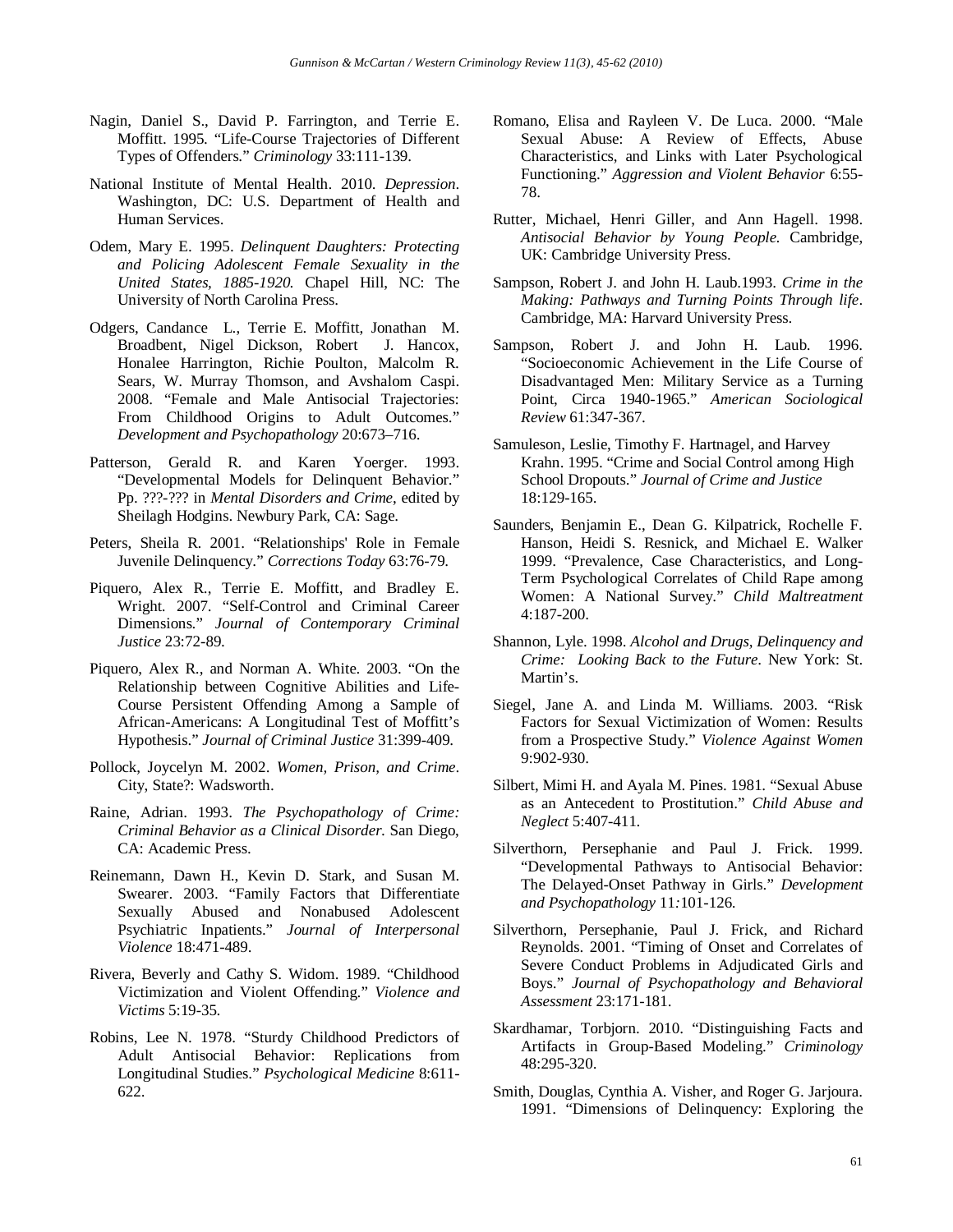Nagin, Daniel S., David P. Farrington, and Terrie E. Moffitt. 1995. "Life-Course Trajectories of Different Types of Offenders." *Criminology* 33:111-139.

National Institute of Mental Health. 2010. *Depression*. Washington, DC: U.S. Department of Health and Human Services.

Odem, Mary E. 1995. *Delinquent Daughters: Protecting and Policing Adolescent Female Sexuality in the United States, 1885-1920.* Chapel Hill, NC: The University of North Carolina Press.

Odgers, Candance L., Terrie E. Moffitt, Jonathan M. Broadbent, Nigel Dickson, Robert J. Hancox, Honalee Harrington, Richie Poulton, Malcolm R. Sears, W. Murray Thomson, and Avshalom Caspi. 2008. "Female and Male Antisocial Trajectories: From Childhood Origins to Adult Outcomes." *Development and Psychopathology* 20:673–716.

Patterson, Gerald R. and Karen Yoerger. 1993. "Developmental Models for Delinquent Behavior." Pp. ???-??? in *Mental Disorders and Crime*, edited by Sheilagh Hodgins. Newbury Park, CA: Sage.

Peters, Sheila R. 2001. "Relationships' Role in Female Juvenile Delinquency." *Corrections Today* 63:76-79.

Piquero, Alex R., Terrie E. Moffitt, and Bradley E. Wright. 2007. "Self-Control and Criminal Career Dimensions." *Journal of Contemporary Criminal Justice* 23:72-89.

Piquero, Alex R., and Norman A. White. 2003. "On the Relationship between Cognitive Abilities and Life-Course Persistent Offending Among a Sample of African-Americans: A Longitudinal Test of Moffitt's Hypothesis." *Journal of Criminal Justice* 31:399-409.

Pollock, Joycelyn M. 2002. *Women, Prison, and Crime*. City, State?: Wadsworth.

Raine, Adrian. 1993. *The Psychopathology of Crime: Criminal Behavior as a Clinical Disorder.* San Diego, CA: Academic Press.

Reinemann, Dawn H., Kevin D. Stark, and Susan M. Swearer. 2003. "Family Factors that Differentiate Sexually Abused and Nonabused Adolescent Psychiatric Inpatients." *Journal of Interpersonal Violence* 18:471-489.

Rivera, Beverly and Cathy S. Widom. 1989. "Childhood Victimization and Violent Offending." *Violence and Victims* 5:19-35.

Robins, Lee N. 1978. "Sturdy Childhood Predictors of Adult Antisocial Behavior: Replications from Longitudinal Studies." *Psychological Medicine* 8:611-622.

Romano, Elisa and Rayleen V. De Luca. 2000. "Male Sexual Abuse: A Review of Effects, Abuse Characteristics, and Links with Later Psychological Functioning." *Aggression and Violent Behavior* 6:55-78.

Rutter, Michael, Henri Giller, and Ann Hagell. 1998. *Antisocial Behavior by Young People.* Cambridge, UK: Cambridge University Press.

Sampson, Robert J. and John H. Laub.1993. *Crime in the Making: Pathways and Turning Points Through life*. Cambridge, MA: Harvard University Press.

Sampson, Robert J. and John H. Laub. 1996. "Socioeconomic Achievement in the Life Course of Disadvantaged Men: Military Service as a Turning Point, Circa 1940-1965." *American Sociological Review* 61:347-367.

Samuleson, Leslie, Timothy F. Hartnagel, and Harvey Krahn. 1995. "Crime and Social Control among High School Dropouts." *Journal of Crime and Justice* 18:129-165.

Saunders, Benjamin E., Dean G. Kilpatrick, Rochelle F. Hanson, Heidi S. Resnick, and Michael E. Walker 1999. "Prevalence, Case Characteristics, and Long-Term Psychological Correlates of Child Rape among Women: A National Survey." *Child Maltreatment* 4:187-200.

Shannon, Lyle. 1998. *Alcohol and Drugs, Delinquency and Crime: Looking Back to the Future.* New York: St. Martin's.

Siegel, Jane A. and Linda M. Williams. 2003. "Risk Factors for Sexual Victimization of Women: Results from a Prospective Study." *Violence Against Women* 9:902-930.

Silbert, Mimi H. and Ayala M. Pines. 1981. "Sexual Abuse as an Antecedent to Prostitution." *Child Abuse and Neglect* 5:407-411.

Silverthorn, Persephanie and Paul J. Frick. 1999. "Developmental Pathways to Antisocial Behavior: The Delayed-Onset Pathway in Girls." *Development and Psychopathology* 11:101-126.

Silverthorn, Persephanie, Paul J. Frick, and Richard Reynolds. 2001. "Timing of Onset and Correlates of Severe Conduct Problems in Adjudicated Girls and Boys." *Journal of Psychopathology and Behavioral Assessment* 23:171-181.

Skardhamar, Torbjorn. 2010. "Distinguishing Facts and Artifacts in Group-Based Modeling." *Criminology* 48:295-320.

Smith, Douglas, Cynthia A. Visher, and Roger G. Jarjoura. 1991. "Dimensions of Delinquency: Exploring the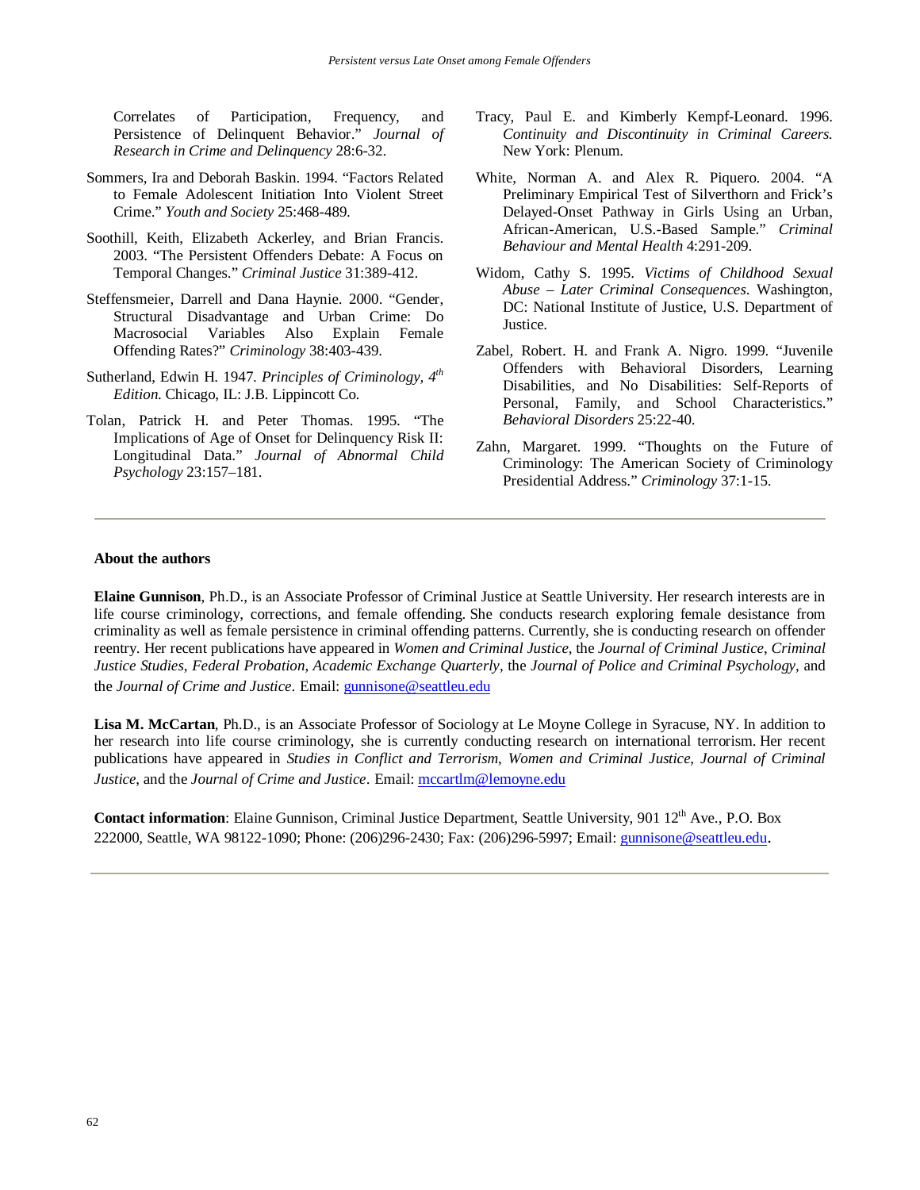Correlates of Participation, Frequency, and Persistence of Delinquent Behavior." *Journal of Research in Crime and Delinquency* 28:6-32.

Sommers, Ira and Deborah Baskin. 1994. "Factors Related to Female Adolescent Initiation Into Violent Street Crime." *Youth and Society* 25:468-489.

Soothill, Keith, Elizabeth Ackerley, and Brian Francis. 2003. "The Persistent Offenders Debate: A Focus on Temporal Changes." *Criminal Justice* 31:389-412.

Steffensmeier, Darrell and Dana Haynie. 2000. "Gender, Structural Disadvantage and Urban Crime: Do Macrosocial Variables Also Explain Female Offending Rates?" *Criminology* 38:403-439.

Sutherland, Edwin H. 1947. *Principles of Criminology, 4th Edition.* Chicago, IL: J.B. Lippincott Co.

Tolan, Patrick H. and Peter Thomas. 1995. "The Implications of Age of Onset for Delinquency Risk II: Longitudinal Data." *Journal of Abnormal Child Psychology* 23:157–181.

Tracy, Paul E. and Kimberly Kempf-Leonard. 1996. *Continuity and Discontinuity in Criminal Careers.* New York: Plenum.

White, Norman A. and Alex R. Piquero. 2004. "A Preliminary Empirical Test of Silverthorn and Frick's Delayed-Onset Pathway in Girls Using an Urban, African-American, U.S.-Based Sample." *Criminal Behaviour and Mental Health* 4:291-209.

Widom, Cathy S. 1995. *Victims of Childhood Sexual Abuse – Later Criminal Consequences*. Washington, DC: National Institute of Justice, U.S. Department of Justice.

Zabel, Robert. H. and Frank A. Nigro. 1999. "Juvenile Offenders with Behavioral Disorders, Learning Disabilities, and No Disabilities: Self-Reports of Personal, Family, and School Characteristics." *Behavioral Disorders* 25:22-40.

Zahn, Margaret. 1999. "Thoughts on the Future of Criminology: The American Society of Criminology Presidential Address." *Criminology* 37:1-15.

---

**About the authors**

**Elaine Gunnison**, Ph.D., is an Associate Professor of Criminal Justice at Seattle University. Her research interests are in life course criminology, corrections, and female offending. She conducts research exploring female desistance from criminality as well as female persistence in criminal offending patterns. Currently, she is conducting research on offender reentry. Her recent publications have appeared in *Women and Criminal Justice*, the *Journal of Criminal Justice*, *Criminal Justice Studies, Federal Probation*, *Academic Exchange Quarterly*, the *Journal of Police and Criminal Psychology*, and the *Journal of Crime and Justice*. Email: gunnisone@seattleu.edu

**Lisa M. McCartan**, Ph.D., is an Associate Professor of Sociology at Le Moyne College in Syracuse, NY. In addition to her research into life course criminology, she is currently conducting research on international terrorism. Her recent publications have appeared in *Studies in Conflict and Terrorism*, *Women and Criminal Justice*, *Journal of Criminal Justice*, and the *Journal of Crime and Justice*. Email: mccartlm@lemoyne.edu

**Contact information**: Elaine Gunnison, Criminal Justice Department, Seattle University, 901 12th Ave., P.O. Box 222000, Seattle, WA 98122-1090; Phone: (206)296-2430; Fax: (206)296-5997; Email: gunnisone@seattleu.edu.